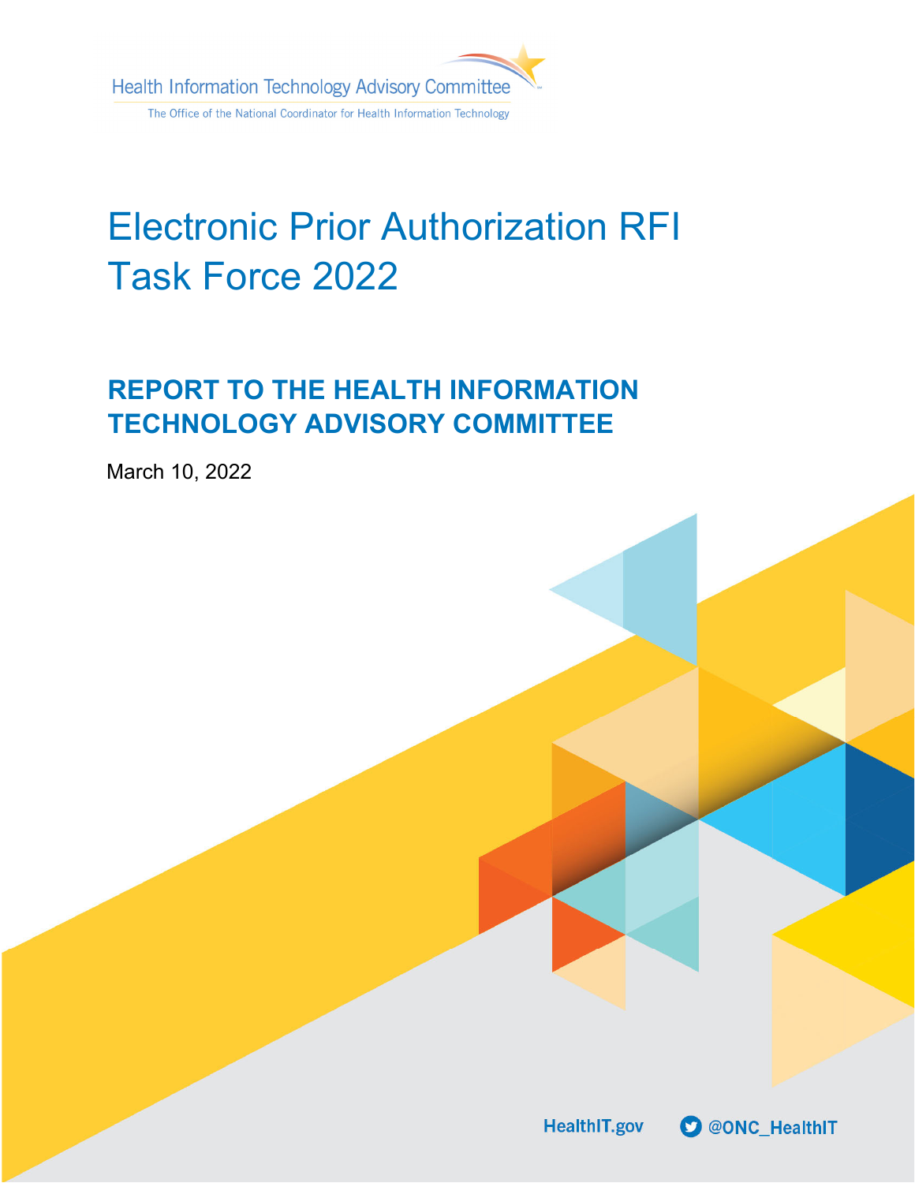Health Information Technology Advisory Committee

The Office of the National Coordinator for Health Information Technology

# Electronic Prior Authorization RFI Task Force 2022

## REPORT TO THE HEALTH INFORMATION TECHNOLOGY ADVISORY COMMITTEE

March 10, 2022

HealthIT.gov @ONC_HealthIT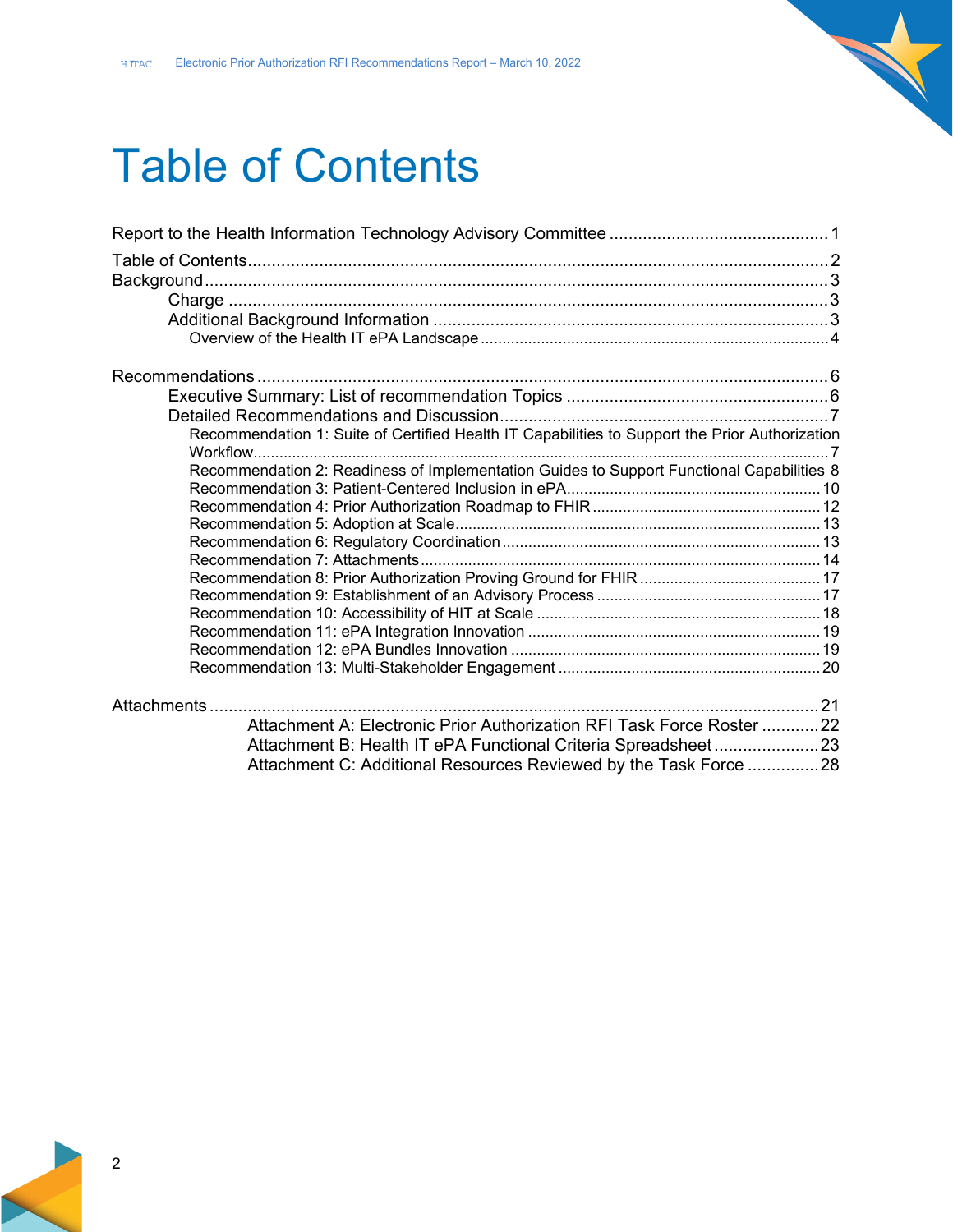# Table of Contents

Report to the Health Information Technology Advisory Committee ..... 1

Table of Contents ..... 2

Background ..... 3

- Charge ..... 3
- Additional Background Information ..... 3
  - Overview of the Health IT ePA Landscape ..... 4

Recommendations ..... 6

- Executive Summary: List of recommendation Topics ..... 6
- Detailed Recommendations and Discussion ..... 7
  - Recommendation 1: Suite of Certified Health IT Capabilities to Support the Prior Authorization Workflow ..... 7
  - Recommendation 2: Readiness of Implementation Guides to Support Functional Capabilities 8
  - Recommendation 3: Patient-Centered Inclusion in ePA ..... 10
  - Recommendation 4: Prior Authorization Roadmap to FHIR ..... 12
  - Recommendation 5: Adoption at Scale ..... 13
  - Recommendation 6: Regulatory Coordination ..... 13
  - Recommendation 7: Attachments ..... 14
  - Recommendation 8: Prior Authorization Proving Ground for FHIR ..... 17
  - Recommendation 9: Establishment of an Advisory Process ..... 17
  - Recommendation 10: Accessibility of HIT at Scale ..... 18
  - Recommendation 11: ePA Integration Innovation ..... 19
  - Recommendation 12: ePA Bundles Innovation ..... 19
  - Recommendation 13: Multi-Stakeholder Engagement ..... 20

Attachments ..... 21

- Attachment A: Electronic Prior Authorization RFI Task Force Roster ..... 22
- Attachment B: Health IT ePA Functional Criteria Spreadsheet ..... 23
- Attachment C: Additional Resources Reviewed by the Task Force ..... 28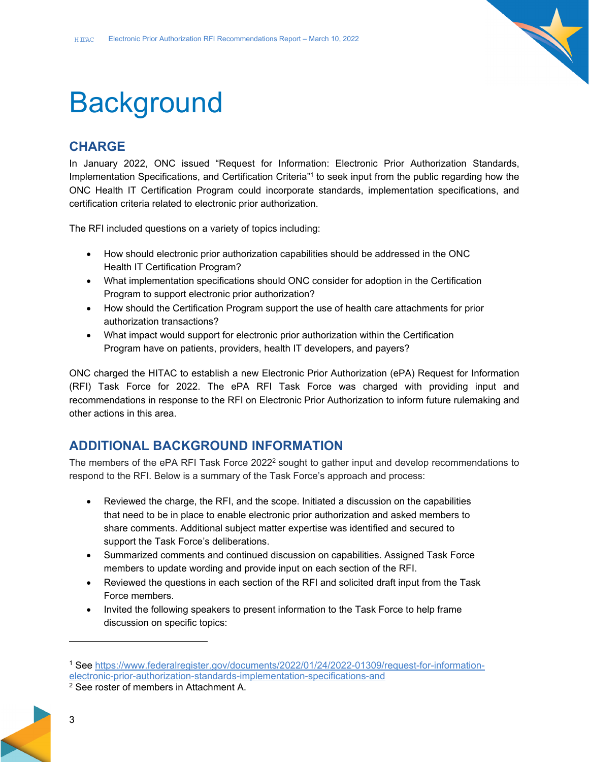# Background

## CHARGE

In January 2022, ONC issued "Request for Information: Electronic Prior Authorization Standards, Implementation Specifications, and Certification Criteria"[1] to seek input from the public regarding how the ONC Health IT Certification Program could incorporate standards, implementation specifications, and certification criteria related to electronic prior authorization.

The RFI included questions on a variety of topics including:

- How should electronic prior authorization capabilities should be addressed in the ONC Health IT Certification Program?
- What implementation specifications should ONC consider for adoption in the Certification Program to support electronic prior authorization?
- How should the Certification Program support the use of health care attachments for prior authorization transactions?
- What impact would support for electronic prior authorization within the Certification Program have on patients, providers, health IT developers, and payers?

ONC charged the HITAC to establish a new Electronic Prior Authorization (ePA) Request for Information (RFI) Task Force for 2022. The ePA RFI Task Force was charged with providing input and recommendations in response to the RFI on Electronic Prior Authorization to inform future rulemaking and other actions in this area.

## ADDITIONAL BACKGROUND INFORMATION

The members of the ePA RFI Task Force 2022[2] sought to gather input and develop recommendations to respond to the RFI. Below is a summary of the Task Force's approach and process:

- Reviewed the charge, the RFI, and the scope. Initiated a discussion on the capabilities that need to be in place to enable electronic prior authorization and asked members to share comments. Additional subject matter expertise was identified and secured to support the Task Force's deliberations.
- Summarized comments and continued discussion on capabilities. Assigned Task Force members to update wording and provide input on each section of the RFI.
- Reviewed the questions in each section of the RFI and solicited draft input from the Task Force members.
- Invited the following speakers to present information to the Task Force to help frame discussion on specific topics:

---

[1] See https://www.federalregister.gov/documents/2022/01/24/2022-01309/request-for-information-electronic-prior-authorization-standards-implementation-specifications-and

[2] See roster of members in Attachment A.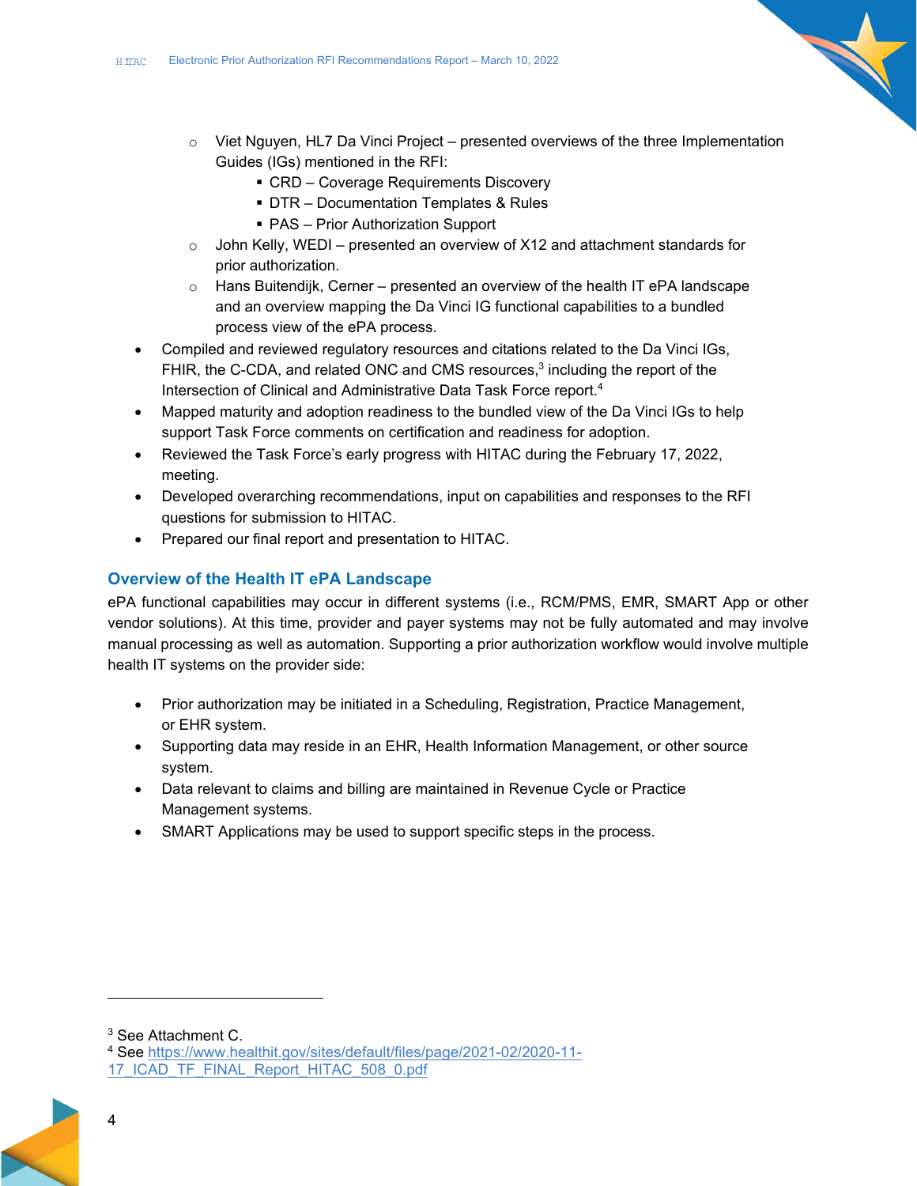- Viet Nguyen, HL7 Da Vinci Project – presented overviews of the three Implementation Guides (IGs) mentioned in the RFI:
        - CRD – Coverage Requirements Discovery
        - DTR – Documentation Templates & Rules
        - PAS – Prior Authorization Support
    - John Kelly, WEDI – presented an overview of X12 and attachment standards for prior authorization.
    - Hans Buitendijk, Cerner – presented an overview of the health IT ePA landscape and an overview mapping the Da Vinci IG functional capabilities to a bundled process view of the ePA process.
- Compiled and reviewed regulatory resources and citations related to the Da Vinci IGs, FHIR, the C-CDA, and related ONC and CMS resources,[3] including the report of the Intersection of Clinical and Administrative Data Task Force report.[4]
- Mapped maturity and adoption readiness to the bundled view of the Da Vinci IGs to help support Task Force comments on certification and readiness for adoption.
- Reviewed the Task Force's early progress with HITAC during the February 17, 2022, meeting.
- Developed overarching recommendations, input on capabilities and responses to the RFI questions for submission to HITAC.
- Prepared our final report and presentation to HITAC.

## Overview of the Health IT ePA Landscape

ePA functional capabilities may occur in different systems (i.e., RCM/PMS, EMR, SMART App or other vendor solutions). At this time, provider and payer systems may not be fully automated and may involve manual processing as well as automation. Supporting a prior authorization workflow would involve multiple health IT systems on the provider side:

- Prior authorization may be initiated in a Scheduling, Registration, Practice Management, or EHR system.
- Supporting data may reside in an EHR, Health Information Management, or other source system.
- Data relevant to claims and billing are maintained in Revenue Cycle or Practice Management systems.
- SMART Applications may be used to support specific steps in the process.

---

[3] See Attachment C.

[4] See https://www.healthit.gov/sites/default/files/page/2021-02/2020-11-17_ICAD_TF_FINAL_Report_HITAC_508_0.pdf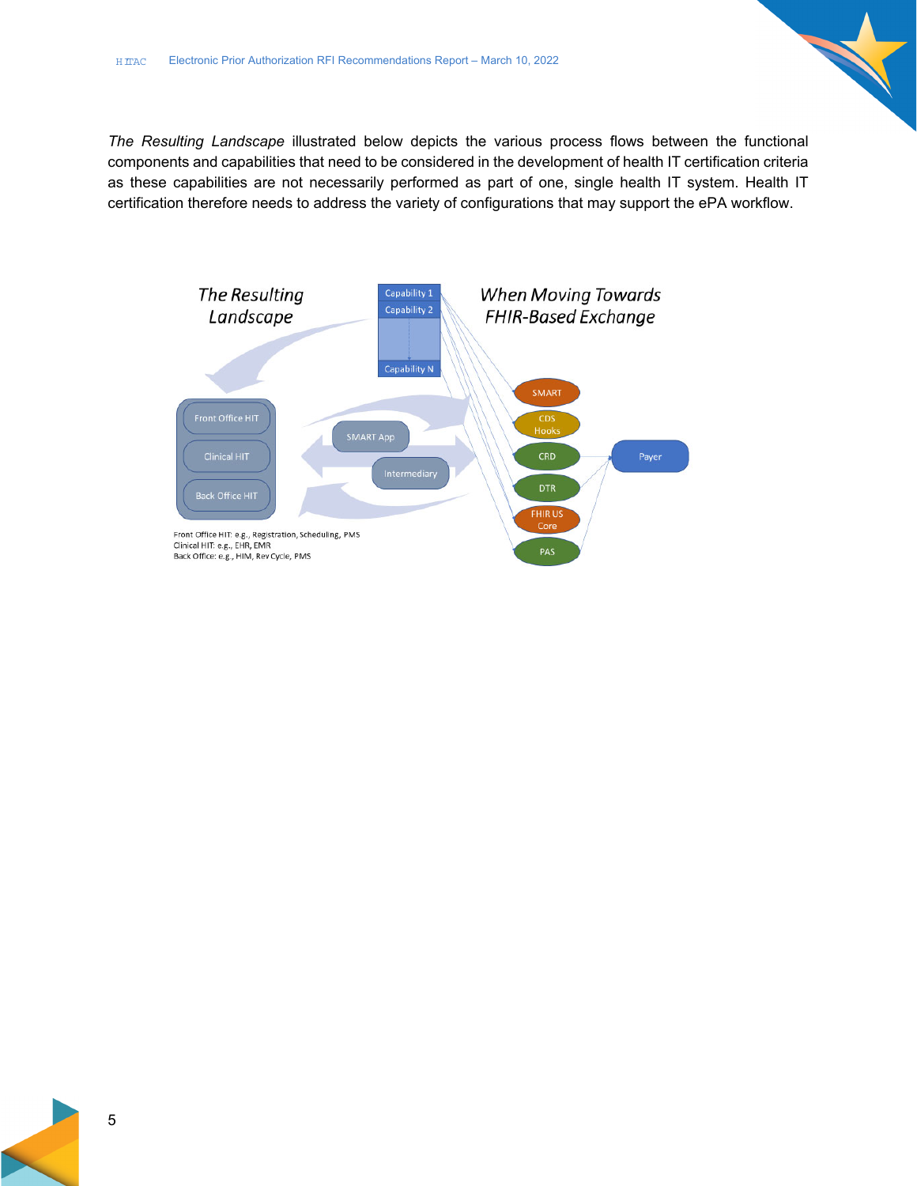*The Resulting Landscape* illustrated below depicts the various process flows between the functional components and capabilities that need to be considered in the development of health IT certification criteria as these capabilities are not necessarily performed as part of one, single health IT system. Health IT certification therefore needs to address the variety of configurations that may support the ePA workflow.

*The Resulting Landscape*

*When Moving Towards FHIR-Based Exchange*

Capability 1
Capability 2
Capability N

Front Office HIT
Clinical HIT
Back Office HIT

SMART App
Intermediary

SMART
CDS Hooks
CRD
DTR
FHIR US Core
PAS

Payer

Front Office HIT: e.g., Registration, Scheduling, PMS
Clinical HIT: e.g., EHR, EMR
Back Office: e.g., HIM, Rev Cycle, PMS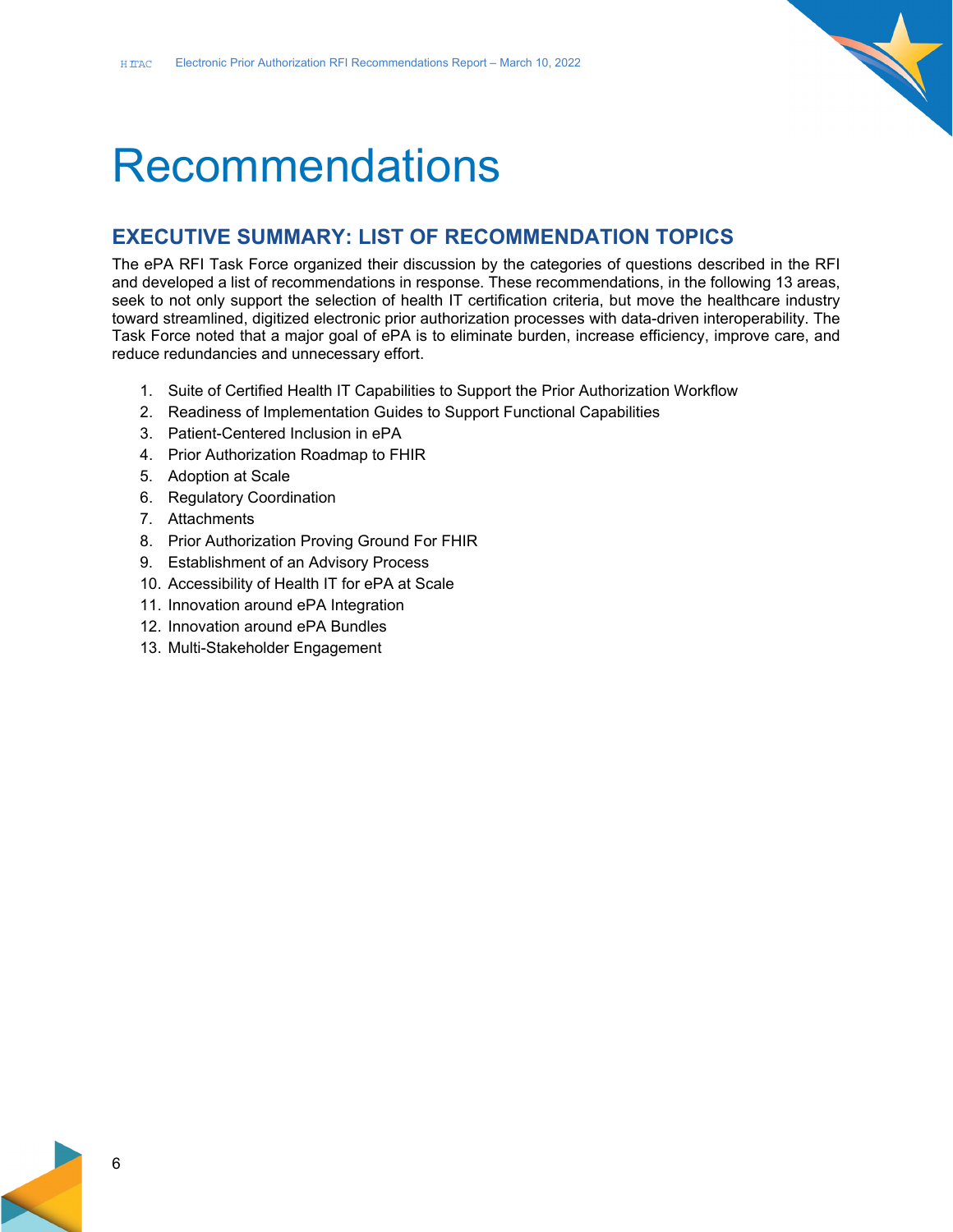# Recommendations

## EXECUTIVE SUMMARY: LIST OF RECOMMENDATION TOPICS

The ePA RFI Task Force organized their discussion by the categories of questions described in the RFI and developed a list of recommendations in response. These recommendations, in the following 13 areas, seek to not only support the selection of health IT certification criteria, but move the healthcare industry toward streamlined, digitized electronic prior authorization processes with data-driven interoperability. The Task Force noted that a major goal of ePA is to eliminate burden, increase efficiency, improve care, and reduce redundancies and unnecessary effort.

1. Suite of Certified Health IT Capabilities to Support the Prior Authorization Workflow
2. Readiness of Implementation Guides to Support Functional Capabilities
3. Patient-Centered Inclusion in ePA
4. Prior Authorization Roadmap to FHIR
5. Adoption at Scale
6. Regulatory Coordination
7. Attachments
8. Prior Authorization Proving Ground For FHIR
9. Establishment of an Advisory Process
10. Accessibility of Health IT for ePA at Scale
11. Innovation around ePA Integration
12. Innovation around ePA Bundles
13. Multi-Stakeholder Engagement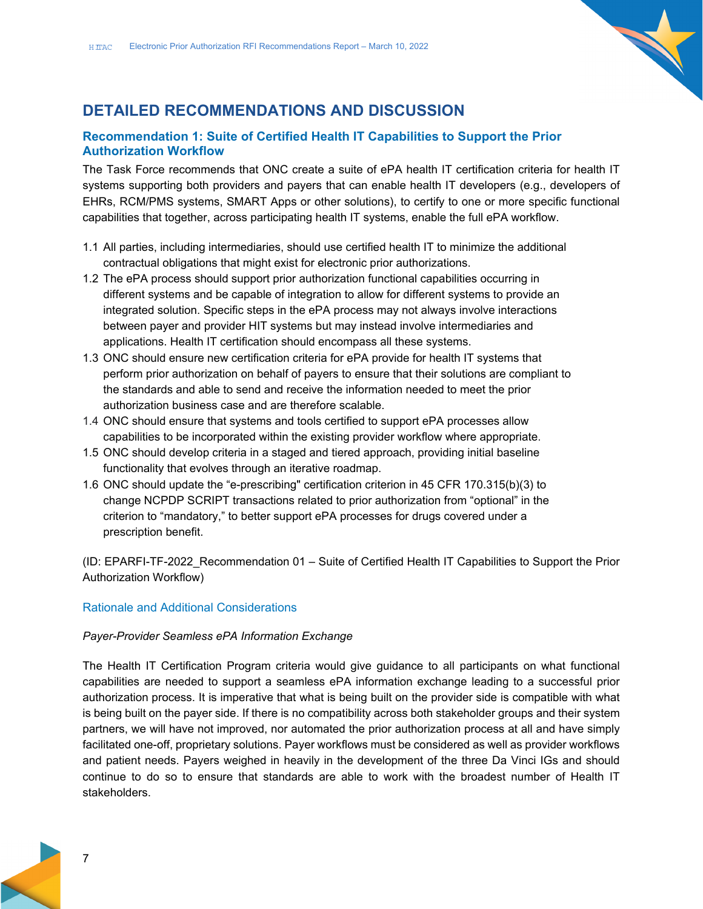# DETAILED RECOMMENDATIONS AND DISCUSSION

## Recommendation 1: Suite of Certified Health IT Capabilities to Support the Prior Authorization Workflow

The Task Force recommends that ONC create a suite of ePA health IT certification criteria for health IT systems supporting both providers and payers that can enable health IT developers (e.g., developers of EHRs, RCM/PMS systems, SMART Apps or other solutions), to certify to one or more specific functional capabilities that together, across participating health IT systems, enable the full ePA workflow.

1.1 All parties, including intermediaries, should use certified health IT to minimize the additional contractual obligations that might exist for electronic prior authorizations.

1.2 The ePA process should support prior authorization functional capabilities occurring in different systems and be capable of integration to allow for different systems to provide an integrated solution. Specific steps in the ePA process may not always involve interactions between payer and provider HIT systems but may instead involve intermediaries and applications. Health IT certification should encompass all these systems.

1.3 ONC should ensure new certification criteria for ePA provide for health IT systems that perform prior authorization on behalf of payers to ensure that their solutions are compliant to the standards and able to send and receive the information needed to meet the prior authorization business case and are therefore scalable.

1.4 ONC should ensure that systems and tools certified to support ePA processes allow capabilities to be incorporated within the existing provider workflow where appropriate.

1.5 ONC should develop criteria in a staged and tiered approach, providing initial baseline functionality that evolves through an iterative roadmap.

1.6 ONC should update the "e-prescribing" certification criterion in 45 CFR 170.315(b)(3) to change NCPDP SCRIPT transactions related to prior authorization from "optional" in the criterion to "mandatory," to better support ePA processes for drugs covered under a prescription benefit.

(ID: EPARFI-TF-2022_Recommendation 01 – Suite of Certified Health IT Capabilities to Support the Prior Authorization Workflow)

### Rationale and Additional Considerations

*Payer-Provider Seamless ePA Information Exchange*

The Health IT Certification Program criteria would give guidance to all participants on what functional capabilities are needed to support a seamless ePA information exchange leading to a successful prior authorization process. It is imperative that what is being built on the provider side is compatible with what is being built on the payer side. If there is no compatibility across both stakeholder groups and their system partners, we will have not improved, nor automated the prior authorization process at all and have simply facilitated one-off, proprietary solutions. Payer workflows must be considered as well as provider workflows and patient needs. Payers weighed in heavily in the development of the three Da Vinci IGs and should continue to do so to ensure that standards are able to work with the broadest number of Health IT stakeholders.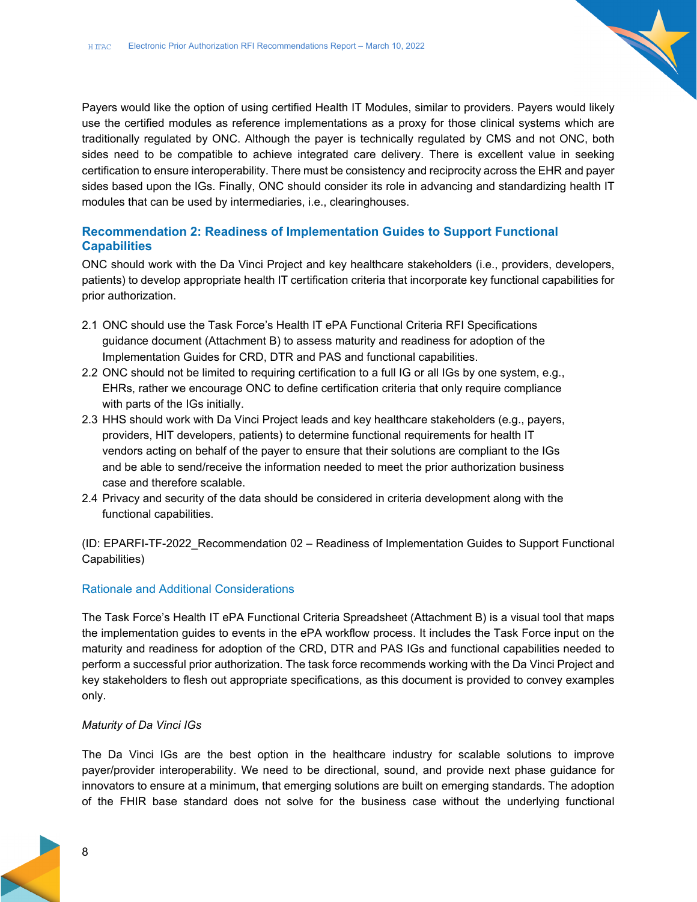Payers would like the option of using certified Health IT Modules, similar to providers. Payers would likely use the certified modules as reference implementations as a proxy for those clinical systems which are traditionally regulated by ONC. Although the payer is technically regulated by CMS and not ONC, both sides need to be compatible to achieve integrated care delivery. There is excellent value in seeking certification to ensure interoperability. There must be consistency and reciprocity across the EHR and payer sides based upon the IGs. Finally, ONC should consider its role in advancing and standardizing health IT modules that can be used by intermediaries, i.e., clearinghouses.

### Recommendation 2: Readiness of Implementation Guides to Support Functional Capabilities

ONC should work with the Da Vinci Project and key healthcare stakeholders (i.e., providers, developers, patients) to develop appropriate health IT certification criteria that incorporate key functional capabilities for prior authorization.

2.1 ONC should use the Task Force's Health IT ePA Functional Criteria RFI Specifications guidance document (Attachment B) to assess maturity and readiness for adoption of the Implementation Guides for CRD, DTR and PAS and functional capabilities.

2.2 ONC should not be limited to requiring certification to a full IG or all IGs by one system, e.g., EHRs, rather we encourage ONC to define certification criteria that only require compliance with parts of the IGs initially.

2.3 HHS should work with Da Vinci Project leads and key healthcare stakeholders (e.g., payers, providers, HIT developers, patients) to determine functional requirements for health IT vendors acting on behalf of the payer to ensure that their solutions are compliant to the IGs and be able to send/receive the information needed to meet the prior authorization business case and therefore scalable.

2.4 Privacy and security of the data should be considered in criteria development along with the functional capabilities.

(ID: EPARFI-TF-2022_Recommendation 02 – Readiness of Implementation Guides to Support Functional Capabilities)

#### Rationale and Additional Considerations

The Task Force's Health IT ePA Functional Criteria Spreadsheet (Attachment B) is a visual tool that maps the implementation guides to events in the ePA workflow process. It includes the Task Force input on the maturity and readiness for adoption of the CRD, DTR and PAS IGs and functional capabilities needed to perform a successful prior authorization. The task force recommends working with the Da Vinci Project and key stakeholders to flesh out appropriate specifications, as this document is provided to convey examples only.

*Maturity of Da Vinci IGs*

The Da Vinci IGs are the best option in the healthcare industry for scalable solutions to improve payer/provider interoperability. We need to be directional, sound, and provide next phase guidance for innovators to ensure at a minimum, that emerging solutions are built on emerging standards. The adoption of the FHIR base standard does not solve for the business case without the underlying functional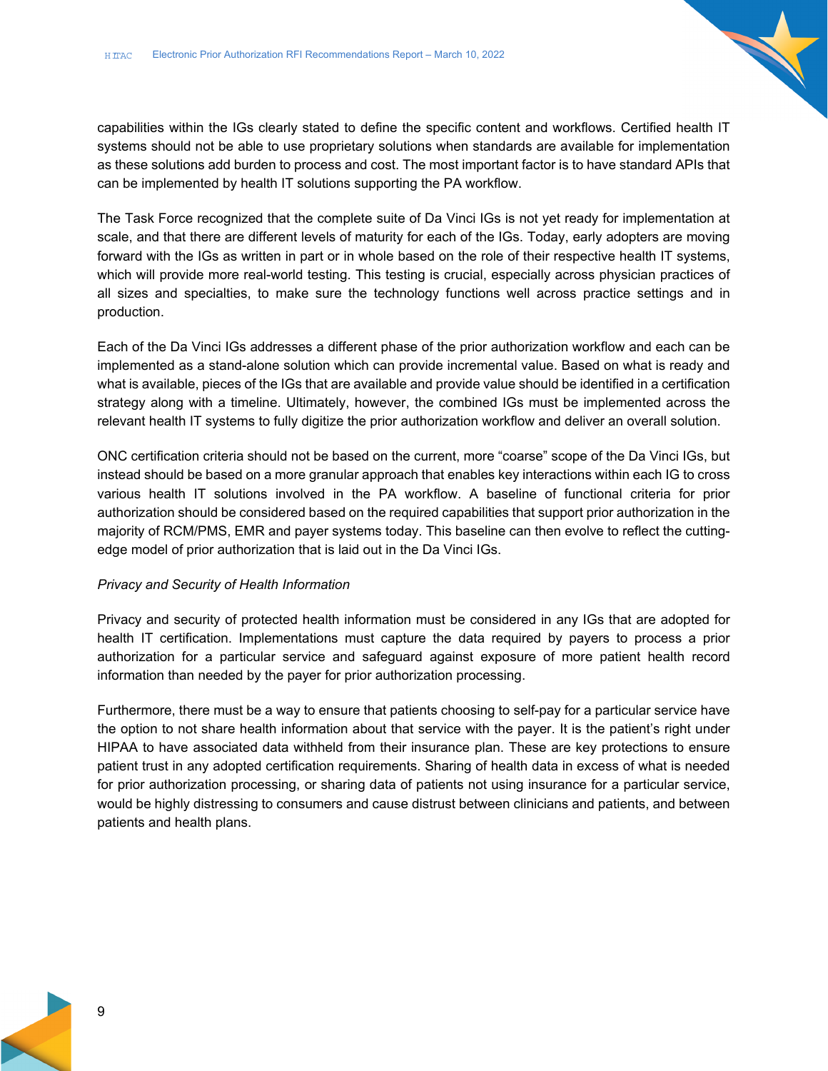capabilities within the IGs clearly stated to define the specific content and workflows. Certified health IT systems should not be able to use proprietary solutions when standards are available for implementation as these solutions add burden to process and cost. The most important factor is to have standard APIs that can be implemented by health IT solutions supporting the PA workflow.

The Task Force recognized that the complete suite of Da Vinci IGs is not yet ready for implementation at scale, and that there are different levels of maturity for each of the IGs. Today, early adopters are moving forward with the IGs as written in part or in whole based on the role of their respective health IT systems, which will provide more real-world testing. This testing is crucial, especially across physician practices of all sizes and specialties, to make sure the technology functions well across practice settings and in production.

Each of the Da Vinci IGs addresses a different phase of the prior authorization workflow and each can be implemented as a stand-alone solution which can provide incremental value. Based on what is ready and what is available, pieces of the IGs that are available and provide value should be identified in a certification strategy along with a timeline. Ultimately, however, the combined IGs must be implemented across the relevant health IT systems to fully digitize the prior authorization workflow and deliver an overall solution.

ONC certification criteria should not be based on the current, more "coarse" scope of the Da Vinci IGs, but instead should be based on a more granular approach that enables key interactions within each IG to cross various health IT solutions involved in the PA workflow. A baseline of functional criteria for prior authorization should be considered based on the required capabilities that support prior authorization in the majority of RCM/PMS, EMR and payer systems today. This baseline can then evolve to reflect the cutting-edge model of prior authorization that is laid out in the Da Vinci IGs.

*Privacy and Security of Health Information*

Privacy and security of protected health information must be considered in any IGs that are adopted for health IT certification. Implementations must capture the data required by payers to process a prior authorization for a particular service and safeguard against exposure of more patient health record information than needed by the payer for prior authorization processing.

Furthermore, there must be a way to ensure that patients choosing to self-pay for a particular service have the option to not share health information about that service with the payer. It is the patient's right under HIPAA to have associated data withheld from their insurance plan. These are key protections to ensure patient trust in any adopted certification requirements. Sharing of health data in excess of what is needed for prior authorization processing, or sharing data of patients not using insurance for a particular service, would be highly distressing to consumers and cause distrust between clinicians and patients, and between patients and health plans.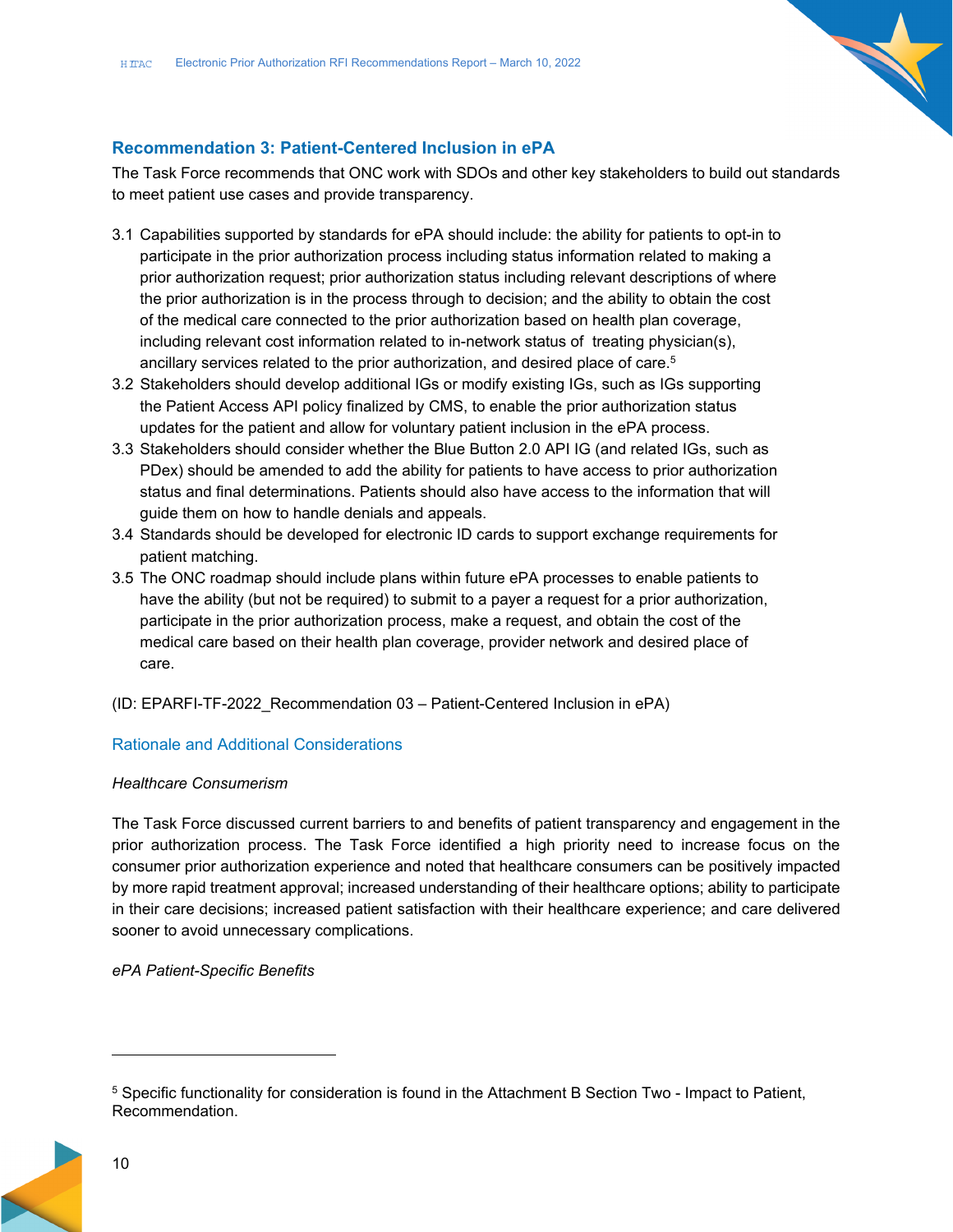### Recommendation 3: Patient-Centered Inclusion in ePA

The Task Force recommends that ONC work with SDOs and other key stakeholders to build out standards to meet patient use cases and provide transparency.

3.1 Capabilities supported by standards for ePA should include: the ability for patients to opt-in to participate in the prior authorization process including status information related to making a prior authorization request; prior authorization status including relevant descriptions of where the prior authorization is in the process through to decision; and the ability to obtain the cost of the medical care connected to the prior authorization based on health plan coverage, including relevant cost information related to in-network status of treating physician(s), ancillary services related to the prior authorization, and desired place of care.[5]

3.2 Stakeholders should develop additional IGs or modify existing IGs, such as IGs supporting the Patient Access API policy finalized by CMS, to enable the prior authorization status updates for the patient and allow for voluntary patient inclusion in the ePA process.

3.3 Stakeholders should consider whether the Blue Button 2.0 API IG (and related IGs, such as PDex) should be amended to add the ability for patients to have access to prior authorization status and final determinations. Patients should also have access to the information that will guide them on how to handle denials and appeals.

3.4 Standards should be developed for electronic ID cards to support exchange requirements for patient matching.

3.5 The ONC roadmap should include plans within future ePA processes to enable patients to have the ability (but not be required) to submit to a payer a request for a prior authorization, participate in the prior authorization process, make a request, and obtain the cost of the medical care based on their health plan coverage, provider network and desired place of care.

(ID: EPARFI-TF-2022_Recommendation 03 – Patient-Centered Inclusion in ePA)

#### Rationale and Additional Considerations

*Healthcare Consumerism*

The Task Force discussed current barriers to and benefits of patient transparency and engagement in the prior authorization process. The Task Force identified a high priority need to increase focus on the consumer prior authorization experience and noted that healthcare consumers can be positively impacted by more rapid treatment approval; increased understanding of their healthcare options; ability to participate in their care decisions; increased patient satisfaction with their healthcare experience; and care delivered sooner to avoid unnecessary complications.

*ePA Patient-Specific Benefits*

---

[5] Specific functionality for consideration is found in the Attachment B Section Two - Impact to Patient, Recommendation.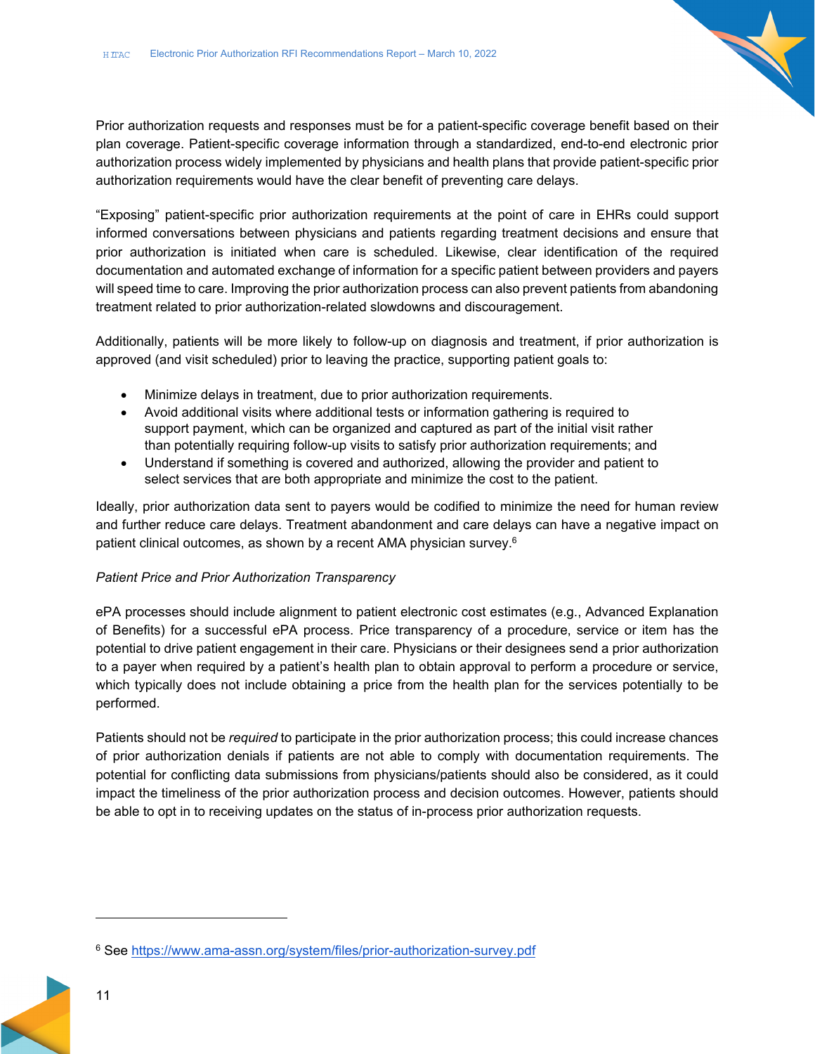Prior authorization requests and responses must be for a patient-specific coverage benefit based on their plan coverage. Patient-specific coverage information through a standardized, end-to-end electronic prior authorization process widely implemented by physicians and health plans that provide patient-specific prior authorization requirements would have the clear benefit of preventing care delays.

"Exposing" patient-specific prior authorization requirements at the point of care in EHRs could support informed conversations between physicians and patients regarding treatment decisions and ensure that prior authorization is initiated when care is scheduled. Likewise, clear identification of the required documentation and automated exchange of information for a specific patient between providers and payers will speed time to care. Improving the prior authorization process can also prevent patients from abandoning treatment related to prior authorization-related slowdowns and discouragement.

Additionally, patients will be more likely to follow-up on diagnosis and treatment, if prior authorization is approved (and visit scheduled) prior to leaving the practice, supporting patient goals to:

- Minimize delays in treatment, due to prior authorization requirements.
- Avoid additional visits where additional tests or information gathering is required to support payment, which can be organized and captured as part of the initial visit rather than potentially requiring follow-up visits to satisfy prior authorization requirements; and
- Understand if something is covered and authorized, allowing the provider and patient to select services that are both appropriate and minimize the cost to the patient.

Ideally, prior authorization data sent to payers would be codified to minimize the need for human review and further reduce care delays. Treatment abandonment and care delays can have a negative impact on patient clinical outcomes, as shown by a recent AMA physician survey.[6]

*Patient Price and Prior Authorization Transparency*

ePA processes should include alignment to patient electronic cost estimates (e.g., Advanced Explanation of Benefits) for a successful ePA process. Price transparency of a procedure, service or item has the potential to drive patient engagement in their care. Physicians or their designees send a prior authorization to a payer when required by a patient's health plan to obtain approval to perform a procedure or service, which typically does not include obtaining a price from the health plan for the services potentially to be performed.

Patients should not be *required* to participate in the prior authorization process; this could increase chances of prior authorization denials if patients are not able to comply with documentation requirements. The potential for conflicting data submissions from physicians/patients should also be considered, as it could impact the timeliness of the prior authorization process and decision outcomes. However, patients should be able to opt in to receiving updates on the status of in-process prior authorization requests.

---

[6] See https://www.ama-assn.org/system/files/prior-authorization-survey.pdf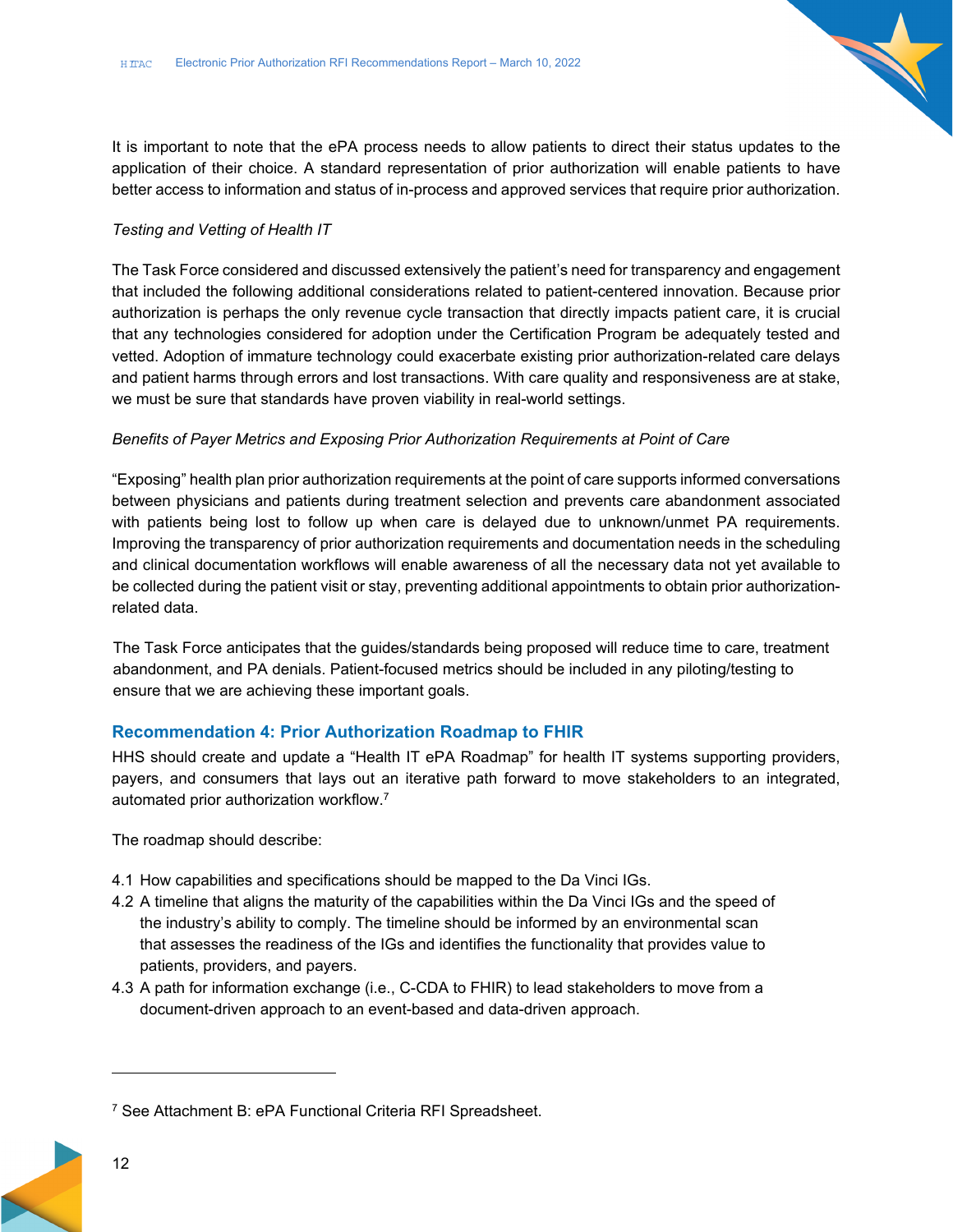It is important to note that the ePA process needs to allow patients to direct their status updates to the application of their choice. A standard representation of prior authorization will enable patients to have better access to information and status of in-process and approved services that require prior authorization.

*Testing and Vetting of Health IT*

The Task Force considered and discussed extensively the patient's need for transparency and engagement that included the following additional considerations related to patient-centered innovation. Because prior authorization is perhaps the only revenue cycle transaction that directly impacts patient care, it is crucial that any technologies considered for adoption under the Certification Program be adequately tested and vetted. Adoption of immature technology could exacerbate existing prior authorization-related care delays and patient harms through errors and lost transactions. With care quality and responsiveness are at stake, we must be sure that standards have proven viability in real-world settings.

*Benefits of Payer Metrics and Exposing Prior Authorization Requirements at Point of Care*

"Exposing" health plan prior authorization requirements at the point of care supports informed conversations between physicians and patients during treatment selection and prevents care abandonment associated with patients being lost to follow up when care is delayed due to unknown/unmet PA requirements. Improving the transparency of prior authorization requirements and documentation needs in the scheduling and clinical documentation workflows will enable awareness of all the necessary data not yet available to be collected during the patient visit or stay, preventing additional appointments to obtain prior authorization-related data.

The Task Force anticipates that the guides/standards being proposed will reduce time to care, treatment abandonment, and PA denials. Patient-focused metrics should be included in any piloting/testing to ensure that we are achieving these important goals.

### Recommendation 4: Prior Authorization Roadmap to FHIR

HHS should create and update a "Health IT ePA Roadmap" for health IT systems supporting providers, payers, and consumers that lays out an iterative path forward to move stakeholders to an integrated, automated prior authorization workflow.[7]

The roadmap should describe:

4.1 How capabilities and specifications should be mapped to the Da Vinci IGs.
4.2 A timeline that aligns the maturity of the capabilities within the Da Vinci IGs and the speed of the industry's ability to comply. The timeline should be informed by an environmental scan that assesses the readiness of the IGs and identifies the functionality that provides value to patients, providers, and payers.
4.3 A path for information exchange (i.e., C-CDA to FHIR) to lead stakeholders to move from a document-driven approach to an event-based and data-driven approach.

---

[7] See Attachment B: ePA Functional Criteria RFI Spreadsheet.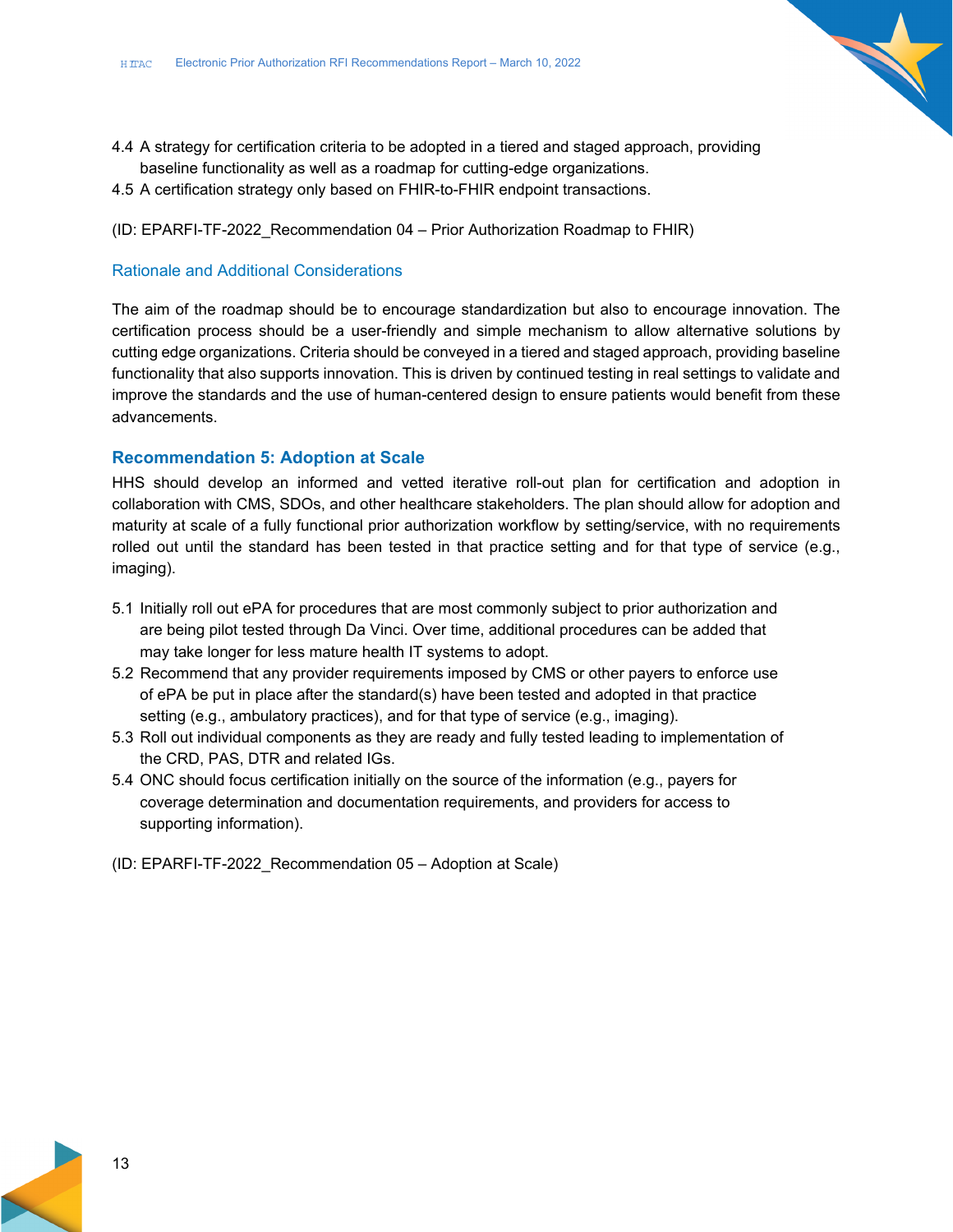4.4 A strategy for certification criteria to be adopted in a tiered and staged approach, providing baseline functionality as well as a roadmap for cutting-edge organizations.
4.5 A certification strategy only based on FHIR-to-FHIR endpoint transactions.

(ID: EPARFI-TF-2022_Recommendation 04 – Prior Authorization Roadmap to FHIR)

### Rationale and Additional Considerations

The aim of the roadmap should be to encourage standardization but also to encourage innovation. The certification process should be a user-friendly and simple mechanism to allow alternative solutions by cutting edge organizations. Criteria should be conveyed in a tiered and staged approach, providing baseline functionality that also supports innovation. This is driven by continued testing in real settings to validate and improve the standards and the use of human-centered design to ensure patients would benefit from these advancements.

### Recommendation 5: Adoption at Scale

HHS should develop an informed and vetted iterative roll-out plan for certification and adoption in collaboration with CMS, SDOs, and other healthcare stakeholders. The plan should allow for adoption and maturity at scale of a fully functional prior authorization workflow by setting/service, with no requirements rolled out until the standard has been tested in that practice setting and for that type of service (e.g., imaging).

5.1 Initially roll out ePA for procedures that are most commonly subject to prior authorization and are being pilot tested through Da Vinci. Over time, additional procedures can be added that may take longer for less mature health IT systems to adopt.
5.2 Recommend that any provider requirements imposed by CMS or other payers to enforce use of ePA be put in place after the standard(s) have been tested and adopted in that practice setting (e.g., ambulatory practices), and for that type of service (e.g., imaging).
5.3 Roll out individual components as they are ready and fully tested leading to implementation of the CRD, PAS, DTR and related IGs.
5.4 ONC should focus certification initially on the source of the information (e.g., payers for coverage determination and documentation requirements, and providers for access to supporting information).

(ID: EPARFI-TF-2022_Recommendation 05 – Adoption at Scale)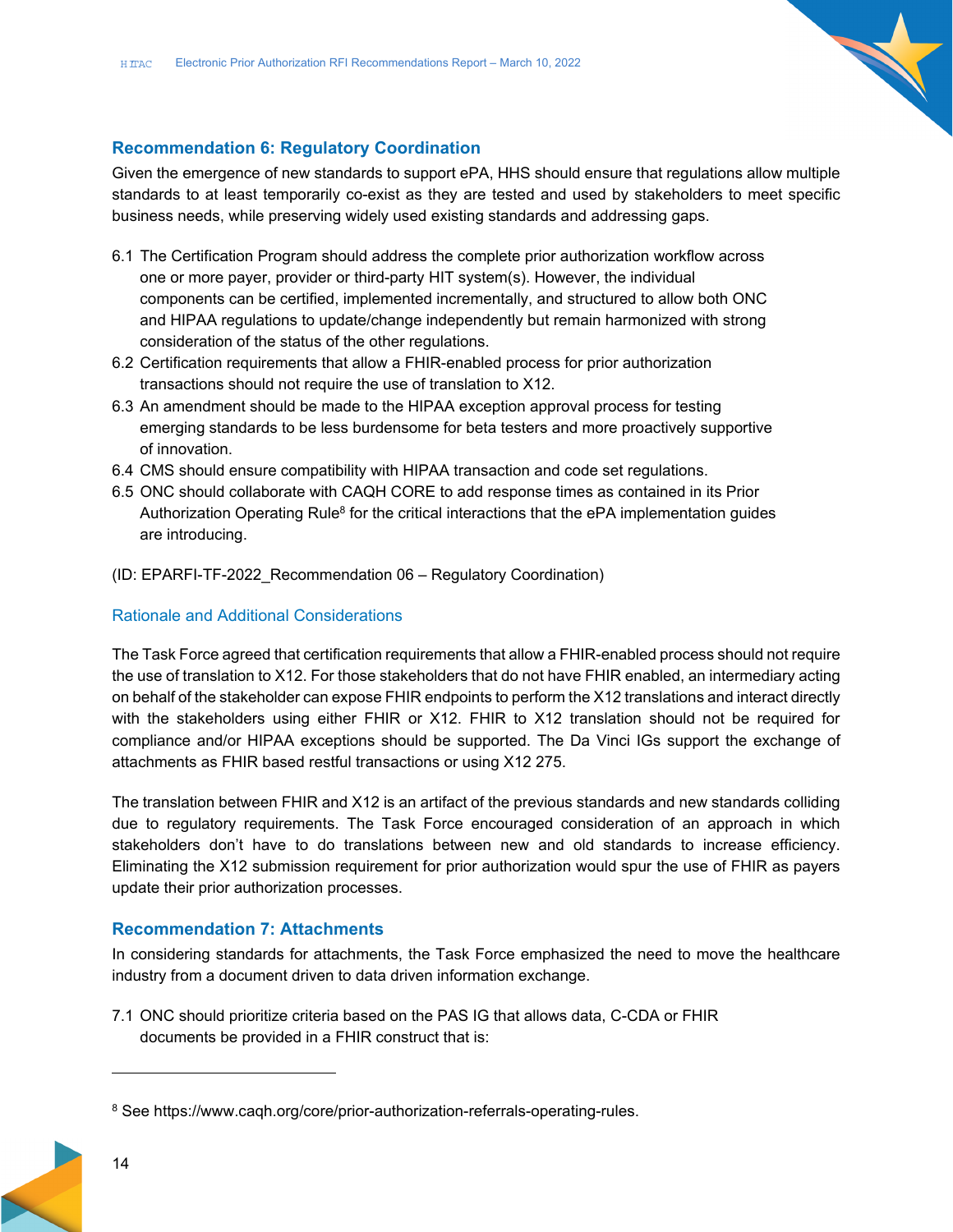### Recommendation 6: Regulatory Coordination

Given the emergence of new standards to support ePA, HHS should ensure that regulations allow multiple standards to at least temporarily co-exist as they are tested and used by stakeholders to meet specific business needs, while preserving widely used existing standards and addressing gaps.

6.1 The Certification Program should address the complete prior authorization workflow across one or more payer, provider or third-party HIT system(s). However, the individual components can be certified, implemented incrementally, and structured to allow both ONC and HIPAA regulations to update/change independently but remain harmonized with strong consideration of the status of the other regulations.

6.2 Certification requirements that allow a FHIR-enabled process for prior authorization transactions should not require the use of translation to X12.

6.3 An amendment should be made to the HIPAA exception approval process for testing emerging standards to be less burdensome for beta testers and more proactively supportive of innovation.

6.4 CMS should ensure compatibility with HIPAA transaction and code set regulations.

6.5 ONC should collaborate with CAQH CORE to add response times as contained in its Prior Authorization Operating Rule[8] for the critical interactions that the ePA implementation guides are introducing.

(ID: EPARFI-TF-2022_Recommendation 06 – Regulatory Coordination)

#### Rationale and Additional Considerations

The Task Force agreed that certification requirements that allow a FHIR-enabled process should not require the use of translation to X12. For those stakeholders that do not have FHIR enabled, an intermediary acting on behalf of the stakeholder can expose FHIR endpoints to perform the X12 translations and interact directly with the stakeholders using either FHIR or X12. FHIR to X12 translation should not be required for compliance and/or HIPAA exceptions should be supported. The Da Vinci IGs support the exchange of attachments as FHIR based restful transactions or using X12 275.

The translation between FHIR and X12 is an artifact of the previous standards and new standards colliding due to regulatory requirements. The Task Force encouraged consideration of an approach in which stakeholders don't have to do translations between new and old standards to increase efficiency. Eliminating the X12 submission requirement for prior authorization would spur the use of FHIR as payers update their prior authorization processes.

### Recommendation 7: Attachments

In considering standards for attachments, the Task Force emphasized the need to move the healthcare industry from a document driven to data driven information exchange.

7.1 ONC should prioritize criteria based on the PAS IG that allows data, C-CDA or FHIR documents be provided in a FHIR construct that is:

---

[8] See https://www.caqh.org/core/prior-authorization-referrals-operating-rules.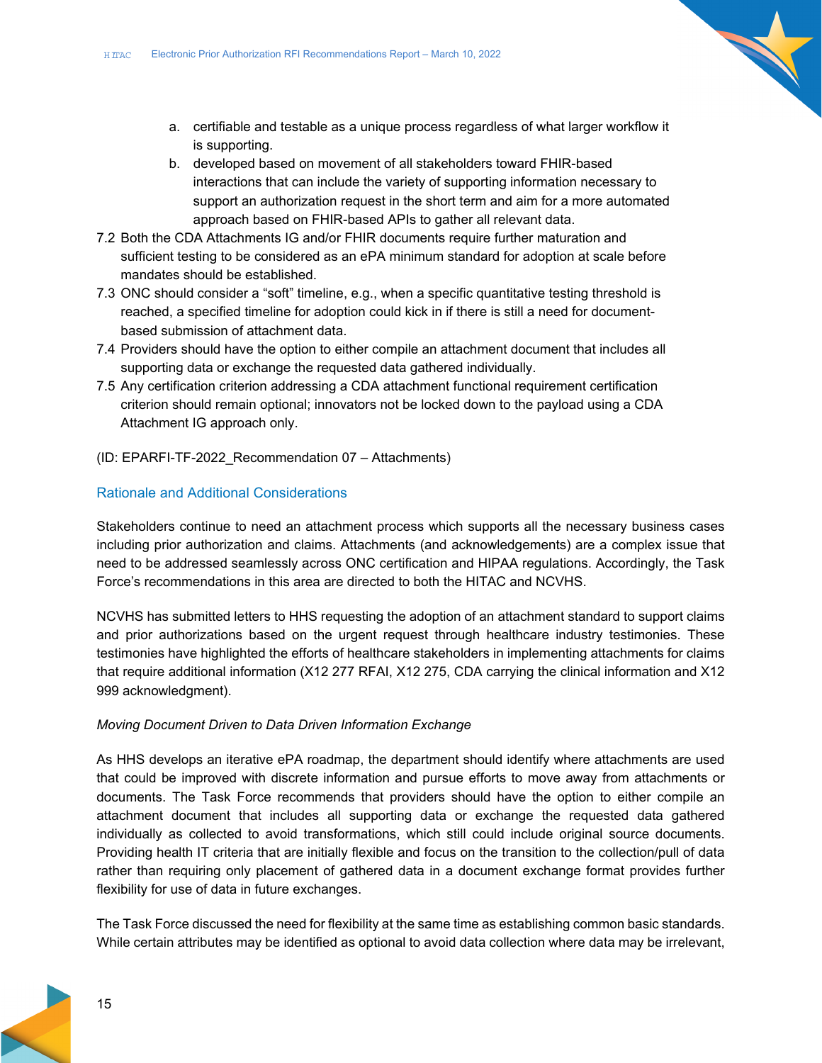a. certifiable and testable as a unique process regardless of what larger workflow it is supporting.
   b. developed based on movement of all stakeholders toward FHIR-based interactions that can include the variety of supporting information necessary to support an authorization request in the short term and aim for a more automated approach based on FHIR-based APIs to gather all relevant data.

7.2 Both the CDA Attachments IG and/or FHIR documents require further maturation and sufficient testing to be considered as an ePA minimum standard for adoption at scale before mandates should be established.

7.3 ONC should consider a "soft" timeline, e.g., when a specific quantitative testing threshold is reached, a specified timeline for adoption could kick in if there is still a need for document-based submission of attachment data.

7.4 Providers should have the option to either compile an attachment document that includes all supporting data or exchange the requested data gathered individually.

7.5 Any certification criterion addressing a CDA attachment functional requirement certification criterion should remain optional; innovators not be locked down to the payload using a CDA Attachment IG approach only.

(ID: EPARFI-TF-2022_Recommendation 07 – Attachments)

### Rationale and Additional Considerations

Stakeholders continue to need an attachment process which supports all the necessary business cases including prior authorization and claims. Attachments (and acknowledgements) are a complex issue that need to be addressed seamlessly across ONC certification and HIPAA regulations. Accordingly, the Task Force's recommendations in this area are directed to both the HITAC and NCVHS.

NCVHS has submitted letters to HHS requesting the adoption of an attachment standard to support claims and prior authorizations based on the urgent request through healthcare industry testimonies. These testimonies have highlighted the efforts of healthcare stakeholders in implementing attachments for claims that require additional information (X12 277 RFAI, X12 275, CDA carrying the clinical information and X12 999 acknowledgment).

*Moving Document Driven to Data Driven Information Exchange*

As HHS develops an iterative ePA roadmap, the department should identify where attachments are used that could be improved with discrete information and pursue efforts to move away from attachments or documents. The Task Force recommends that providers should have the option to either compile an attachment document that includes all supporting data or exchange the requested data gathered individually as collected to avoid transformations, which still could include original source documents. Providing health IT criteria that are initially flexible and focus on the transition to the collection/pull of data rather than requiring only placement of gathered data in a document exchange format provides further flexibility for use of data in future exchanges.

The Task Force discussed the need for flexibility at the same time as establishing common basic standards. While certain attributes may be identified as optional to avoid data collection where data may be irrelevant,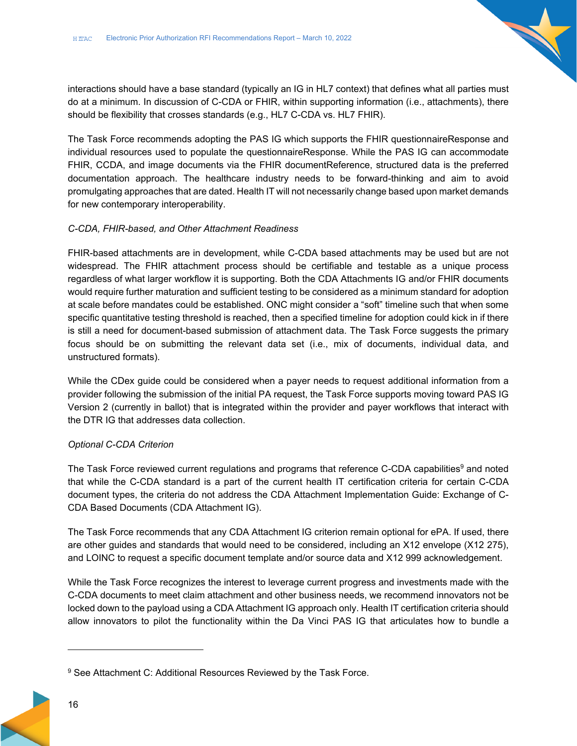interactions should have a base standard (typically an IG in HL7 context) that defines what all parties must do at a minimum. In discussion of C-CDA or FHIR, within supporting information (i.e., attachments), there should be flexibility that crosses standards (e.g., HL7 C-CDA vs. HL7 FHIR).

The Task Force recommends adopting the PAS IG which supports the FHIR questionnaireResponse and individual resources used to populate the questionnaireResponse. While the PAS IG can accommodate FHIR, CCDA, and image documents via the FHIR documentReference, structured data is the preferred documentation approach. The healthcare industry needs to be forward-thinking and aim to avoid promulgating approaches that are dated. Health IT will not necessarily change based upon market demands for new contemporary interoperability.

*C-CDA, FHIR-based, and Other Attachment Readiness*

FHIR-based attachments are in development, while C-CDA based attachments may be used but are not widespread. The FHIR attachment process should be certifiable and testable as a unique process regardless of what larger workflow it is supporting. Both the CDA Attachments IG and/or FHIR documents would require further maturation and sufficient testing to be considered as a minimum standard for adoption at scale before mandates could be established. ONC might consider a "soft" timeline such that when some specific quantitative testing threshold is reached, then a specified timeline for adoption could kick in if there is still a need for document-based submission of attachment data. The Task Force suggests the primary focus should be on submitting the relevant data set (i.e., mix of documents, individual data, and unstructured formats).

While the CDex guide could be considered when a payer needs to request additional information from a provider following the submission of the initial PA request, the Task Force supports moving toward PAS IG Version 2 (currently in ballot) that is integrated within the provider and payer workflows that interact with the DTR IG that addresses data collection.

*Optional C-CDA Criterion*

The Task Force reviewed current regulations and programs that reference C-CDA capabilities[9] and noted that while the C-CDA standard is a part of the current health IT certification criteria for certain C-CDA document types, the criteria do not address the CDA Attachment Implementation Guide: Exchange of C-CDA Based Documents (CDA Attachment IG).

The Task Force recommends that any CDA Attachment IG criterion remain optional for ePA. If used, there are other guides and standards that would need to be considered, including an X12 envelope (X12 275), and LOINC to request a specific document template and/or source data and X12 999 acknowledgement.

While the Task Force recognizes the interest to leverage current progress and investments made with the C-CDA documents to meet claim attachment and other business needs, we recommend innovators not be locked down to the payload using a CDA Attachment IG approach only. Health IT certification criteria should allow innovators to pilot the functionality within the Da Vinci PAS IG that articulates how to bundle a

---

[9] See Attachment C: Additional Resources Reviewed by the Task Force.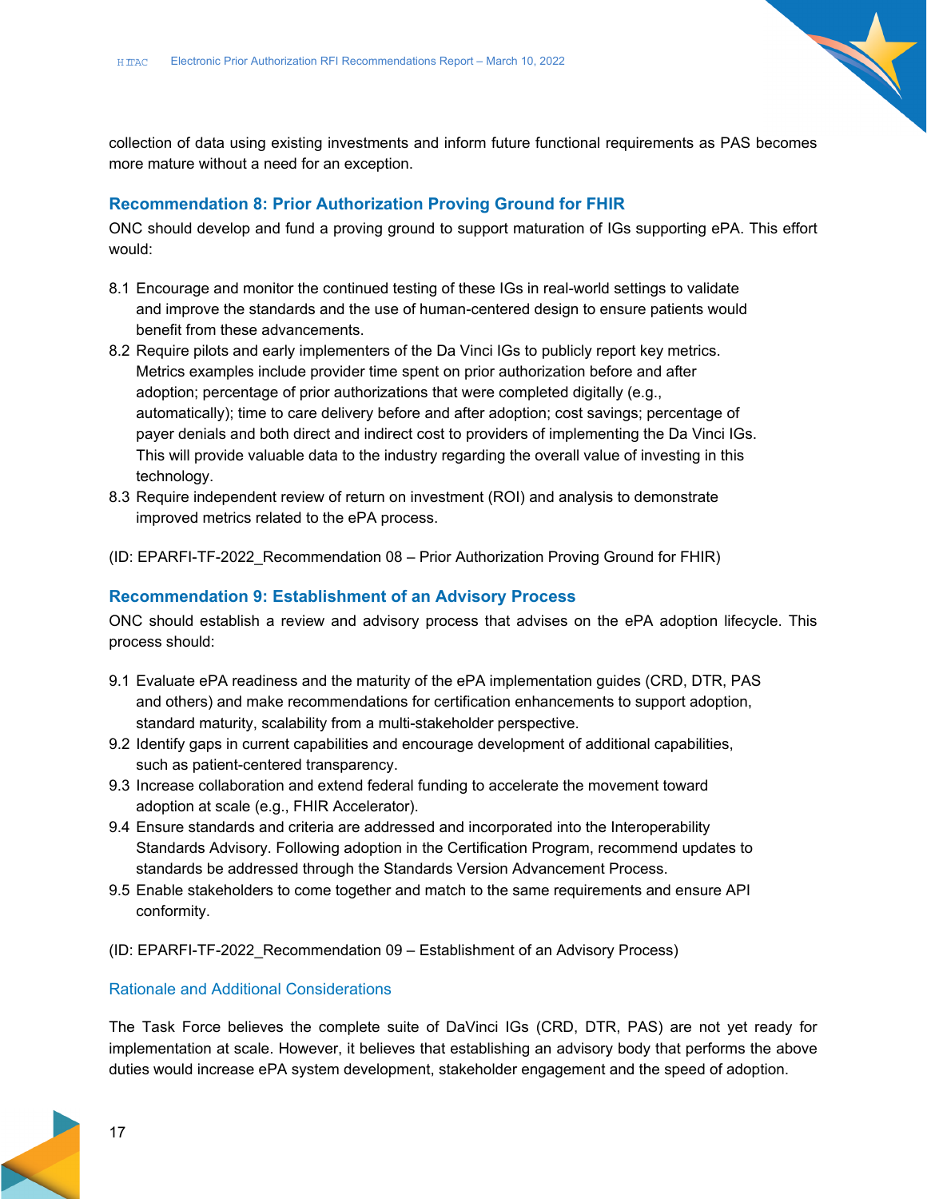collection of data using existing investments and inform future functional requirements as PAS becomes more mature without a need for an exception.

### Recommendation 8: Prior Authorization Proving Ground for FHIR

ONC should develop and fund a proving ground to support maturation of IGs supporting ePA. This effort would:

8.1 Encourage and monitor the continued testing of these IGs in real-world settings to validate and improve the standards and the use of human-centered design to ensure patients would benefit from these advancements.
8.2 Require pilots and early implementers of the Da Vinci IGs to publicly report key metrics. Metrics examples include provider time spent on prior authorization before and after adoption; percentage of prior authorizations that were completed digitally (e.g., automatically); time to care delivery before and after adoption; cost savings; percentage of payer denials and both direct and indirect cost to providers of implementing the Da Vinci IGs. This will provide valuable data to the industry regarding the overall value of investing in this technology.
8.3 Require independent review of return on investment (ROI) and analysis to demonstrate improved metrics related to the ePA process.

(ID: EPARFI-TF-2022_Recommendation 08 – Prior Authorization Proving Ground for FHIR)

### Recommendation 9: Establishment of an Advisory Process

ONC should establish a review and advisory process that advises on the ePA adoption lifecycle. This process should:

9.1 Evaluate ePA readiness and the maturity of the ePA implementation guides (CRD, DTR, PAS and others) and make recommendations for certification enhancements to support adoption, standard maturity, scalability from a multi-stakeholder perspective.
9.2 Identify gaps in current capabilities and encourage development of additional capabilities, such as patient-centered transparency.
9.3 Increase collaboration and extend federal funding to accelerate the movement toward adoption at scale (e.g., FHIR Accelerator).
9.4 Ensure standards and criteria are addressed and incorporated into the Interoperability Standards Advisory. Following adoption in the Certification Program, recommend updates to standards be addressed through the Standards Version Advancement Process.
9.5 Enable stakeholders to come together and match to the same requirements and ensure API conformity.

(ID: EPARFI-TF-2022_Recommendation 09 – Establishment of an Advisory Process)

#### Rationale and Additional Considerations

The Task Force believes the complete suite of DaVinci IGs (CRD, DTR, PAS) are not yet ready for implementation at scale. However, it believes that establishing an advisory body that performs the above duties would increase ePA system development, stakeholder engagement and the speed of adoption.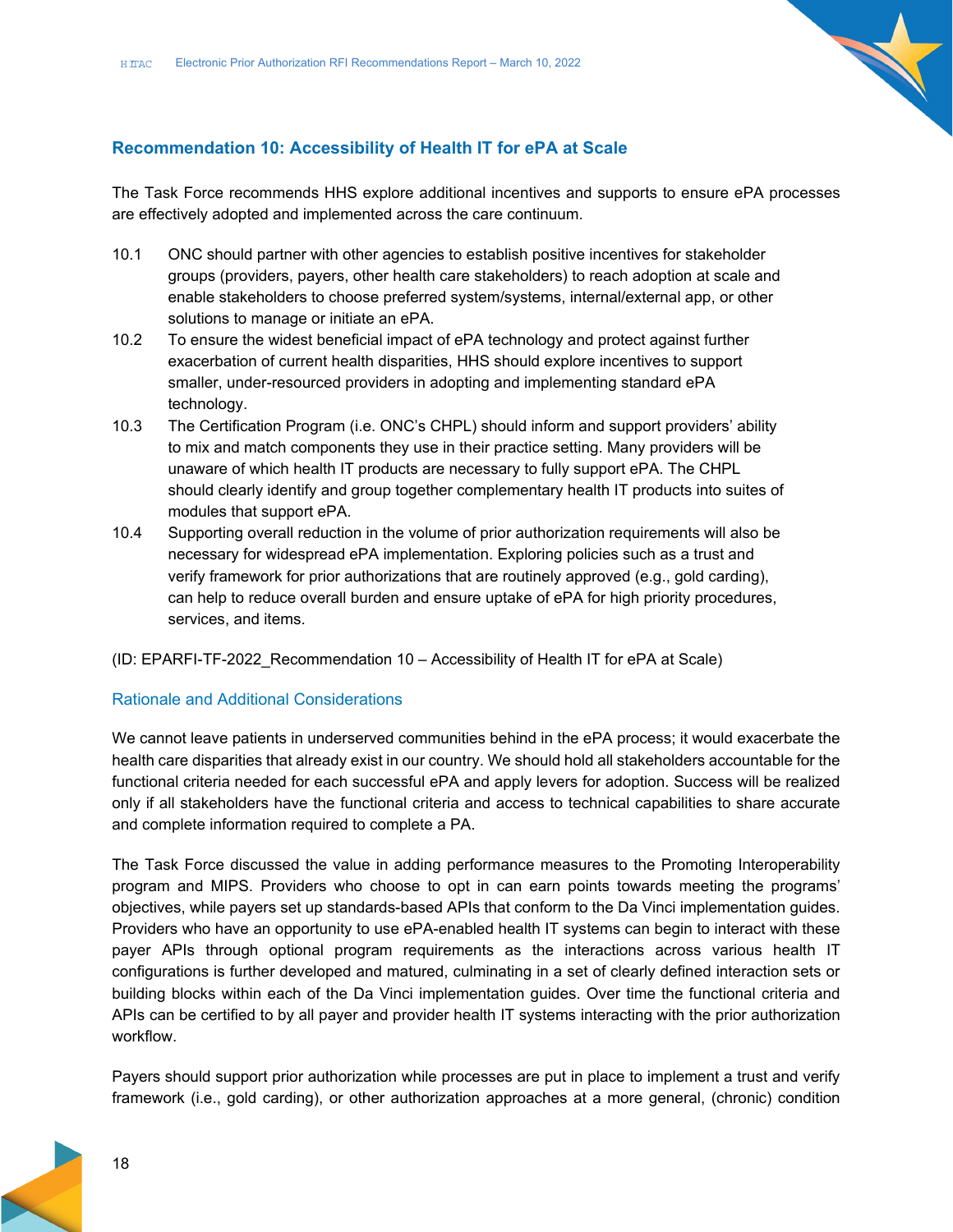## Recommendation 10: Accessibility of Health IT for ePA at Scale

The Task Force recommends HHS explore additional incentives and supports to ensure ePA processes are effectively adopted and implemented across the care continuum.

10.1 ONC should partner with other agencies to establish positive incentives for stakeholder groups (providers, payers, other health care stakeholders) to reach adoption at scale and enable stakeholders to choose preferred system/systems, internal/external app, or other solutions to manage or initiate an ePA.

10.2 To ensure the widest beneficial impact of ePA technology and protect against further exacerbation of current health disparities, HHS should explore incentives to support smaller, under-resourced providers in adopting and implementing standard ePA technology.

10.3 The Certification Program (i.e. ONC's CHPL) should inform and support providers' ability to mix and match components they use in their practice setting. Many providers will be unaware of which health IT products are necessary to fully support ePA. The CHPL should clearly identify and group together complementary health IT products into suites of modules that support ePA.

10.4 Supporting overall reduction in the volume of prior authorization requirements will also be necessary for widespread ePA implementation. Exploring policies such as a trust and verify framework for prior authorizations that are routinely approved (e.g., gold carding), can help to reduce overall burden and ensure uptake of ePA for high priority procedures, services, and items.

(ID: EPARFI-TF-2022_Recommendation 10 – Accessibility of Health IT for ePA at Scale)

### Rationale and Additional Considerations

We cannot leave patients in underserved communities behind in the ePA process; it would exacerbate the health care disparities that already exist in our country. We should hold all stakeholders accountable for the functional criteria needed for each successful ePA and apply levers for adoption. Success will be realized only if all stakeholders have the functional criteria and access to technical capabilities to share accurate and complete information required to complete a PA.

The Task Force discussed the value in adding performance measures to the Promoting Interoperability program and MIPS. Providers who choose to opt in can earn points towards meeting the programs' objectives, while payers set up standards-based APIs that conform to the Da Vinci implementation guides. Providers who have an opportunity to use ePA-enabled health IT systems can begin to interact with these payer APIs through optional program requirements as the interactions across various health IT configurations is further developed and matured, culminating in a set of clearly defined interaction sets or building blocks within each of the Da Vinci implementation guides. Over time the functional criteria and APIs can be certified to by all payer and provider health IT systems interacting with the prior authorization workflow.

Payers should support prior authorization while processes are put in place to implement a trust and verify framework (i.e., gold carding), or other authorization approaches at a more general, (chronic) condition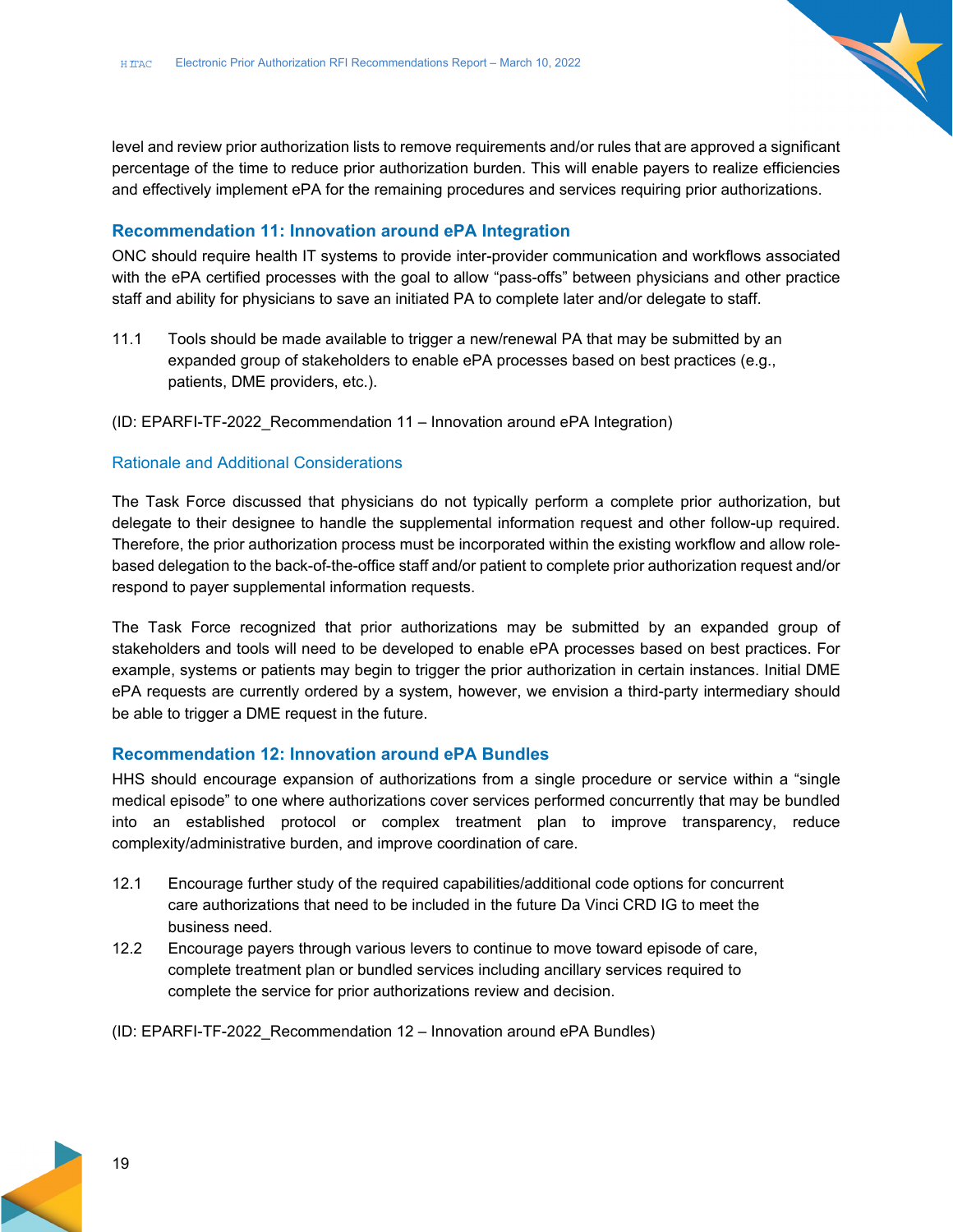level and review prior authorization lists to remove requirements and/or rules that are approved a significant percentage of the time to reduce prior authorization burden. This will enable payers to realize efficiencies and effectively implement ePA for the remaining procedures and services requiring prior authorizations.

### Recommendation 11: Innovation around ePA Integration

ONC should require health IT systems to provide inter-provider communication and workflows associated with the ePA certified processes with the goal to allow "pass-offs" between physicians and other practice staff and ability for physicians to save an initiated PA to complete later and/or delegate to staff.

11.1 Tools should be made available to trigger a new/renewal PA that may be submitted by an expanded group of stakeholders to enable ePA processes based on best practices (e.g., patients, DME providers, etc.).

(ID: EPARFI-TF-2022_Recommendation 11 – Innovation around ePA Integration)

#### Rationale and Additional Considerations

The Task Force discussed that physicians do not typically perform a complete prior authorization, but delegate to their designee to handle the supplemental information request and other follow-up required. Therefore, the prior authorization process must be incorporated within the existing workflow and allow role-based delegation to the back-of-the-office staff and/or patient to complete prior authorization request and/or respond to payer supplemental information requests.

The Task Force recognized that prior authorizations may be submitted by an expanded group of stakeholders and tools will need to be developed to enable ePA processes based on best practices. For example, systems or patients may begin to trigger the prior authorization in certain instances. Initial DME ePA requests are currently ordered by a system, however, we envision a third-party intermediary should be able to trigger a DME request in the future.

### Recommendation 12: Innovation around ePA Bundles

HHS should encourage expansion of authorizations from a single procedure or service within a "single medical episode" to one where authorizations cover services performed concurrently that may be bundled into an established protocol or complex treatment plan to improve transparency, reduce complexity/administrative burden, and improve coordination of care.

12.1 Encourage further study of the required capabilities/additional code options for concurrent care authorizations that need to be included in the future Da Vinci CRD IG to meet the business need.

12.2 Encourage payers through various levers to continue to move toward episode of care, complete treatment plan or bundled services including ancillary services required to complete the service for prior authorizations review and decision.

(ID: EPARFI-TF-2022_Recommendation 12 – Innovation around ePA Bundles)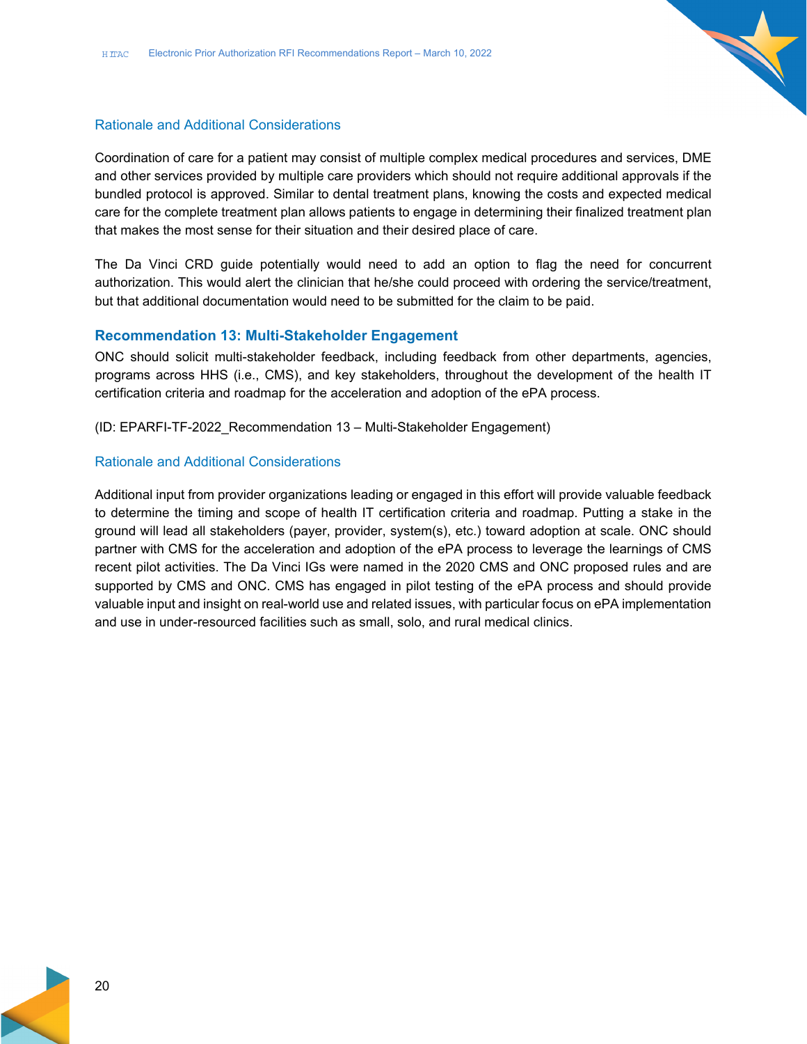### Rationale and Additional Considerations

Coordination of care for a patient may consist of multiple complex medical procedures and services, DME and other services provided by multiple care providers which should not require additional approvals if the bundled protocol is approved. Similar to dental treatment plans, knowing the costs and expected medical care for the complete treatment plan allows patients to engage in determining their finalized treatment plan that makes the most sense for their situation and their desired place of care.

The Da Vinci CRD guide potentially would need to add an option to flag the need for concurrent authorization. This would alert the clinician that he/she could proceed with ordering the service/treatment, but that additional documentation would need to be submitted for the claim to be paid.

## Recommendation 13: Multi-Stakeholder Engagement

ONC should solicit multi-stakeholder feedback, including feedback from other departments, agencies, programs across HHS (i.e., CMS), and key stakeholders, throughout the development of the health IT certification criteria and roadmap for the acceleration and adoption of the ePA process.

(ID: EPARFI-TF-2022_Recommendation 13 – Multi-Stakeholder Engagement)

### Rationale and Additional Considerations

Additional input from provider organizations leading or engaged in this effort will provide valuable feedback to determine the timing and scope of health IT certification criteria and roadmap. Putting a stake in the ground will lead all stakeholders (payer, provider, system(s), etc.) toward adoption at scale. ONC should partner with CMS for the acceleration and adoption of the ePA process to leverage the learnings of CMS recent pilot activities. The Da Vinci IGs were named in the 2020 CMS and ONC proposed rules and are supported by CMS and ONC. CMS has engaged in pilot testing of the ePA process and should provide valuable input and insight on real-world use and related issues, with particular focus on ePA implementation and use in under-resourced facilities such as small, solo, and rural medical clinics.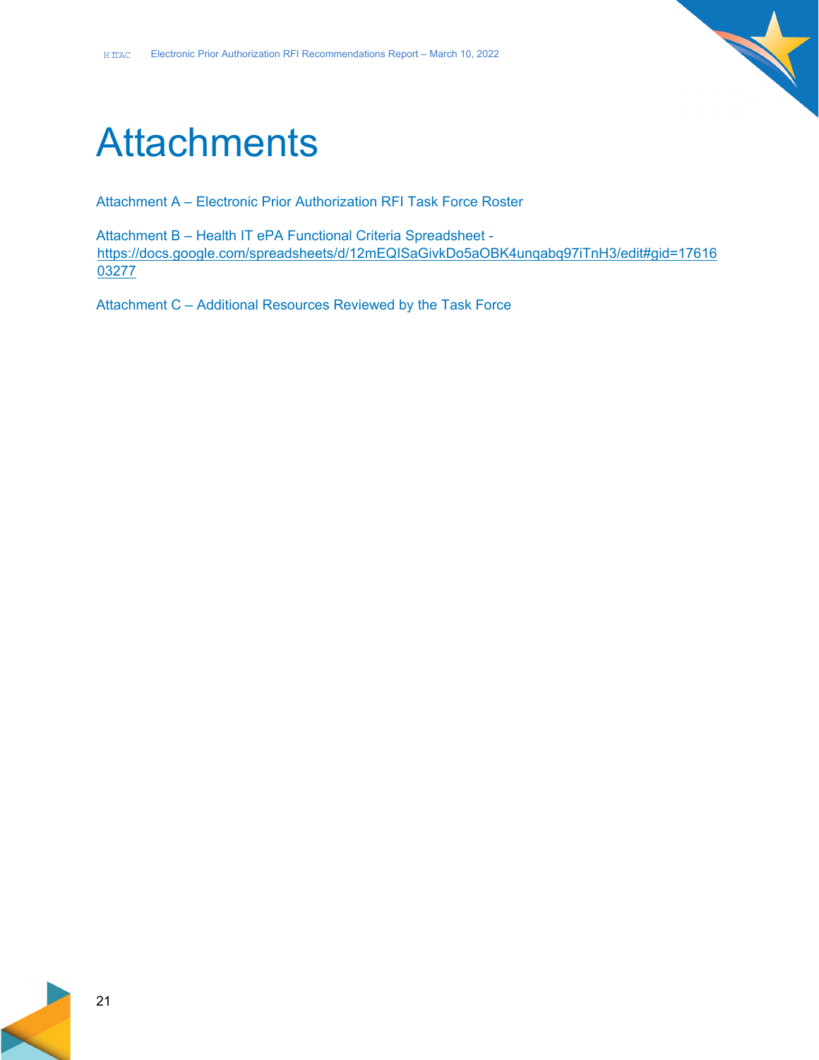# Attachments

Attachment A – Electronic Prior Authorization RFI Task Force Roster

Attachment B – Health IT ePA Functional Criteria Spreadsheet - https://docs.google.com/spreadsheets/d/12mEQISaGivkDo5aOBK4unqabq97iTnH3/edit#gid=1761603277

Attachment C – Additional Resources Reviewed by the Task Force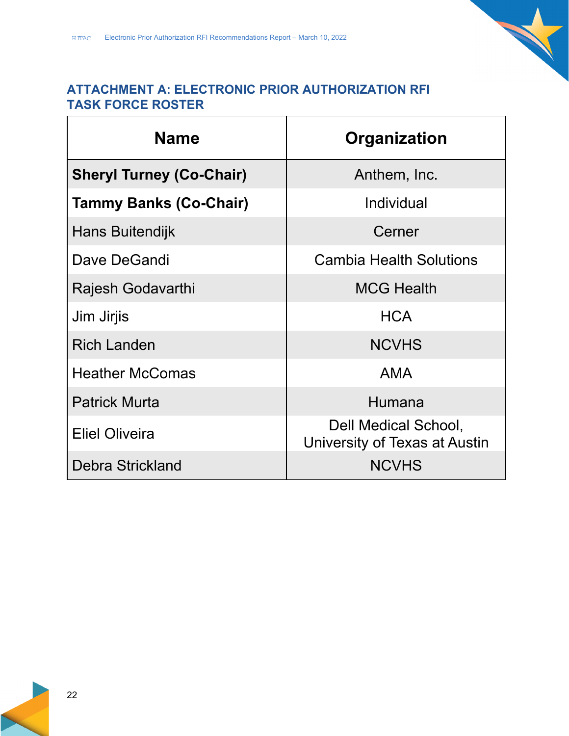## ATTACHMENT A: ELECTRONIC PRIOR AUTHORIZATION RFI TASK FORCE ROSTER

| Name | Organization |
| --- | --- |
| **Sheryl Turney (Co-Chair)** | Anthem, Inc. |
| **Tammy Banks (Co-Chair)** | Individual |
| Hans Buitendijk | Cerner |
| Dave DeGandi | Cambia Health Solutions |
| Rajesh Godavarthi | MCG Health |
| Jim Jirjis | HCA |
| Rich Landen | NCVHS |
| Heather McComas | AMA |
| Patrick Murta | Humana |
| Eliel Oliveira | Dell Medical School, University of Texas at Austin |
| Debra Strickland | NCVHS |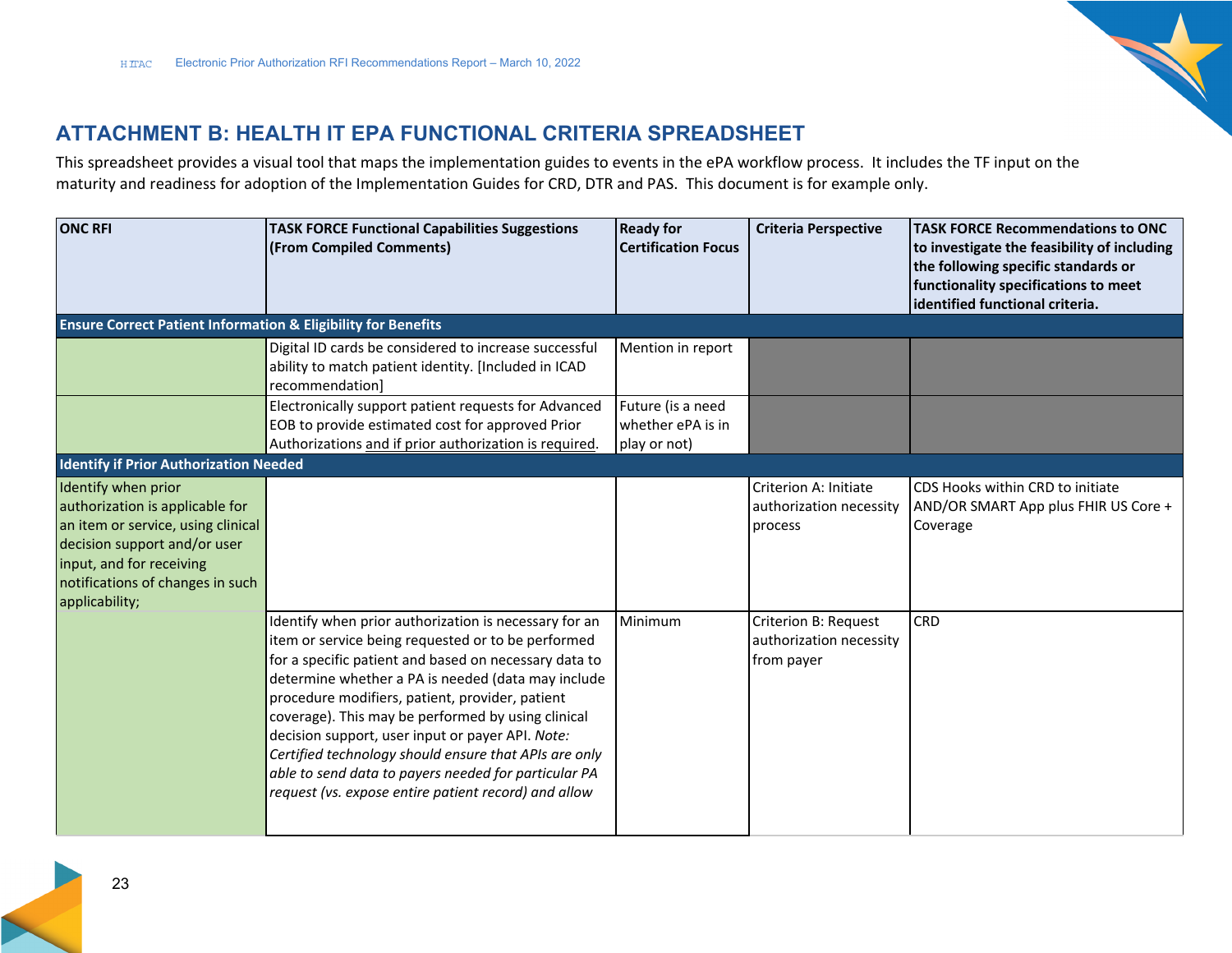## ATTACHMENT B: HEALTH IT EPA FUNCTIONAL CRITERIA SPREADSHEET

This spreadsheet provides a visual tool that maps the implementation guides to events in the ePA workflow process. It includes the TF input on the maturity and readiness for adoption of the Implementation Guides for CRD, DTR and PAS. This document is for example only.

| ONC RFI | TASK FORCE Functional Capabilities Suggestions (From Compiled Comments) | Ready for Certification Focus | Criteria Perspective | TASK FORCE Recommendations to ONC to investigate the feasibility of including the following specific standards or functionality specifications to meet identified functional criteria. |
|---|---|---|---|---|
| **Ensure Correct Patient Information & Eligibility for Benefits** | | | | |
| | Digital ID cards be considered to increase successful ability to match patient identity. [Included in ICAD recommendation] | Mention in report | | |
| | Electronically support patient requests for Advanced EOB to provide estimated cost for approved Prior Authorizations and if prior authorization is required. | Future (is a need whether ePA is in play or not) | | |
| **Identify if Prior Authorization Needed** | | | | |
| Identify when prior authorization is applicable for an item or service, using clinical decision support and/or user input, and for receiving notifications of changes in such applicability; | | | Criterion A: Initiate authorization necessity process | CDS Hooks within CRD to initiate AND/OR SMART App plus FHIR US Core + Coverage |
| | Identify when prior authorization is necessary for an item or service being requested or to be performed for a specific patient and based on necessary data to determine whether a PA is needed (data may include procedure modifiers, patient, provider, patient coverage). This may be performed by using clinical decision support, user input or payer API. *Note: Certified technology should ensure that APIs are only able to send data to payers needed for particular PA request (vs. expose entire patient record) and allow* | Minimum | Criterion B: Request authorization necessity from payer | CRD |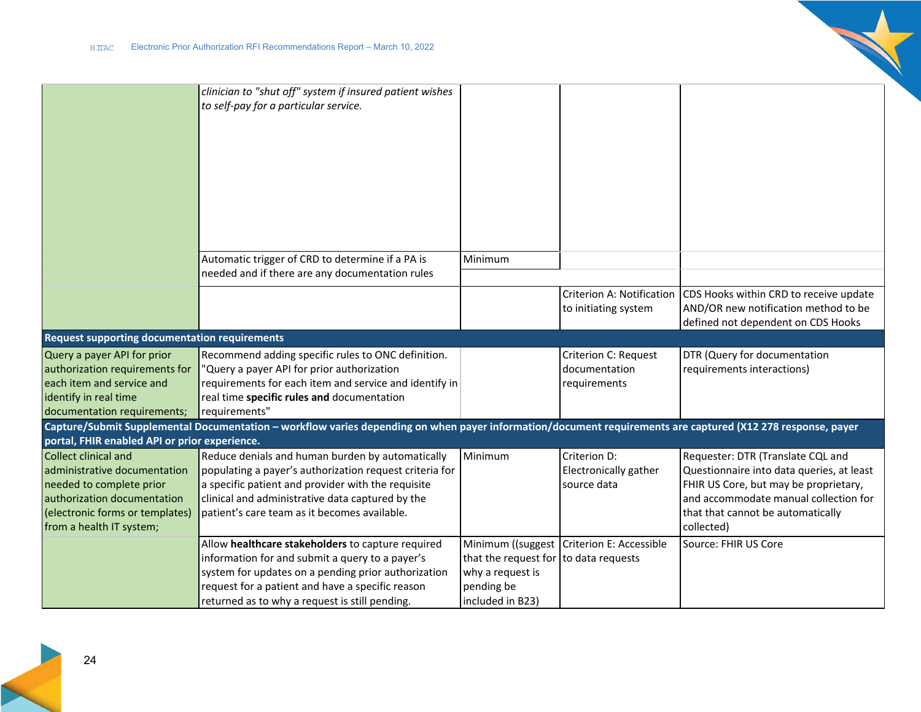| | | | | |
|---|---|---|---|---|
| | *clinician to "shut off" system if insured patient wishes to self-pay for a particular service.* | | | |
| | Automatic trigger of CRD to determine if a PA is needed and if there are any documentation rules | Minimum | | |
| | | | Criterion A: Notification to initiating system | CDS Hooks within CRD to receive update AND/OR new notification method to be defined not dependent on CDS Hooks |
| **Request supporting documentation requirements** | | | | |
| Query a payer API for prior authorization requirements for each item and service and identify in real time documentation requirements; | Recommend adding specific rules to ONC definition. "Query a payer API for prior authorization requirements for each item and service and identify in real time **specific rules and** documentation requirements" | | Criterion C: Request documentation requirements | DTR (Query for documentation requirements interactions) |
| **Capture/Submit Supplemental Documentation – workflow varies depending on when payer information/document requirements are captured (X12 278 response, payer portal, FHIR enabled API or prior experience.** | | | | |
| Collect clinical and administrative documentation needed to complete prior authorization documentation (electronic forms or templates) from a health IT system; | Reduce denials and human burden by automatically populating a payer's authorization request criteria for a specific patient and provider with the requisite clinical and administrative data captured by the patient's care team as it becomes available. | Minimum | Criterion D: Electronically gather source data | Requester: DTR (Translate CQL and Questionnaire into data queries, at least FHIR US Core, but may be proprietary, and accommodate manual collection for that that cannot be automatically collected) |
| | Allow **healthcare stakeholders** to capture required information for and submit a query to a payer's system for updates on a pending prior authorization request for a patient and have a specific reason returned as to why a request is still pending. | Minimum ((suggest that the request for why a request is pending be included in B23) | Criterion E: Accessible to data requests | Source: FHIR US Core |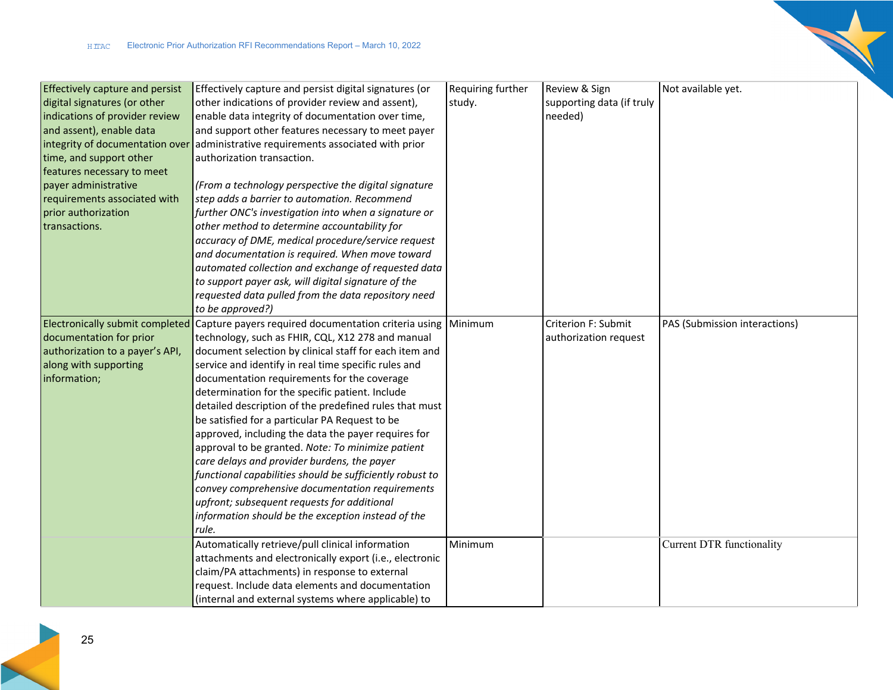| | | | | |
|---|---|---|---|---|
| Effectively capture and persist digital signatures (or other indications of provider review and assent), enable data integrity of documentation over time, and support other features necessary to meet payer administrative requirements associated with prior authorization transactions. | Effectively capture and persist digital signatures (or other indications of provider review and assent), enable data integrity of documentation over time, and support other features necessary to meet payer administrative requirements associated with prior authorization transaction.<br><br>*(From a technology perspective the digital signature step adds a barrier to automation. Recommend further ONC's investigation into when a signature or other method to determine accountability for accuracy of DME, medical procedure/service request and documentation is required. When move toward automated collection and exchange of requested data to support payer ask, will digital signature of the requested data pulled from the data repository need to be approved?)* | Requiring further study. | Review & Sign supporting data (if truly needed) | Not available yet. |
| Electronically submit completed documentation for prior authorization to a payer's API, along with supporting information; | Capture payers required documentation criteria using technology, such as FHIR, CQL, X12 278 and manual document selection by clinical staff for each item and service and identify in real time specific rules and documentation requirements for the coverage determination for the specific patient. Include detailed description of the predefined rules that must be satisfied for a particular PA Request to be approved, including the data the payer requires for approval to be granted. *Note: To minimize patient care delays and provider burdens, the payer functional capabilities should be sufficiently robust to convey comprehensive documentation requirements upfront; subsequent requests for additional information should be the exception instead of the rule.* | Minimum | Criterion F: Submit authorization request | PAS (Submission interactions) |
| | Automatically retrieve/pull clinical information attachments and electronically export (i.e., electronic claim/PA attachments) in response to external request. Include data elements and documentation (internal and external systems where applicable) to | Minimum | | Current DTR functionality |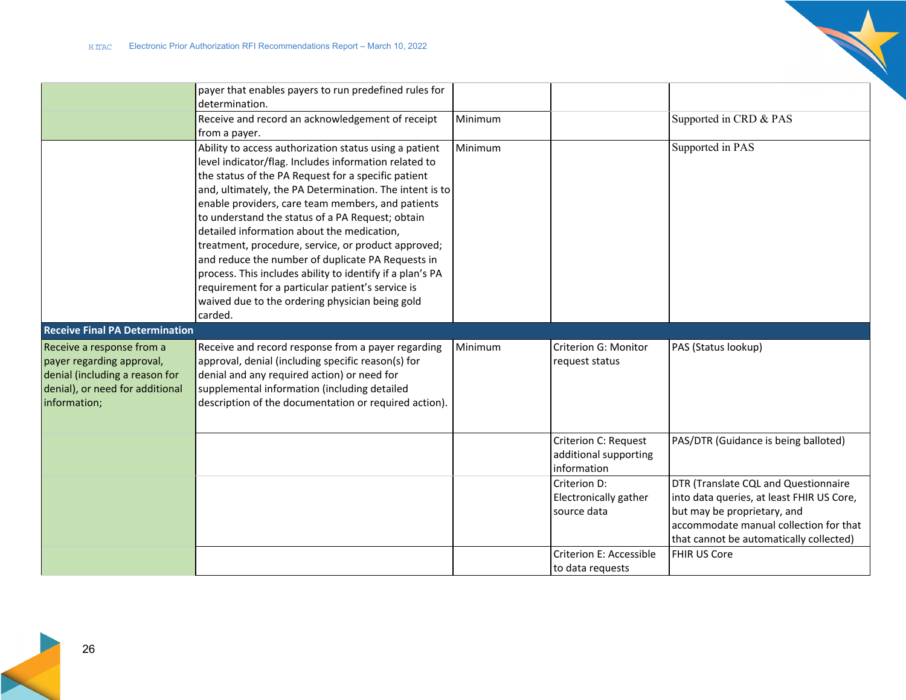| | | | | |
|---|---|---|---|---|
| | payer that enables payers to run predefined rules for determination. | | | |
| | Receive and record an acknowledgement of receipt from a payer. | Minimum | | Supported in CRD & PAS |
| | Ability to access authorization status using a patient level indicator/flag. Includes information related to the status of the PA Request for a specific patient and, ultimately, the PA Determination. The intent is to enable providers, care team members, and patients to understand the status of a PA Request; obtain detailed information about the medication, treatment, procedure, service, or product approved; and reduce the number of duplicate PA Requests in process. This includes ability to identify if a plan's PA requirement for a particular patient's service is waived due to the ordering physician being gold carded. | Minimum | | Supported in PAS |
| **Receive Final PA Determination** | | | | |
| Receive a response from a payer regarding approval, denial (including a reason for denial), or need for additional information; | Receive and record response from a payer regarding approval, denial (including specific reason(s) for denial and any required action) or need for supplemental information (including detailed description of the documentation or required action). | Minimum | Criterion G: Monitor request status | PAS (Status lookup) |
| | | | Criterion C: Request additional supporting information | PAS/DTR (Guidance is being balloted) |
| | | | Criterion D: Electronically gather source data | DTR (Translate CQL and Questionnaire into data queries, at least FHIR US Core, but may be proprietary, and accommodate manual collection for that that cannot be automatically collected) |
| | | | Criterion E: Accessible to data requests | FHIR US Core |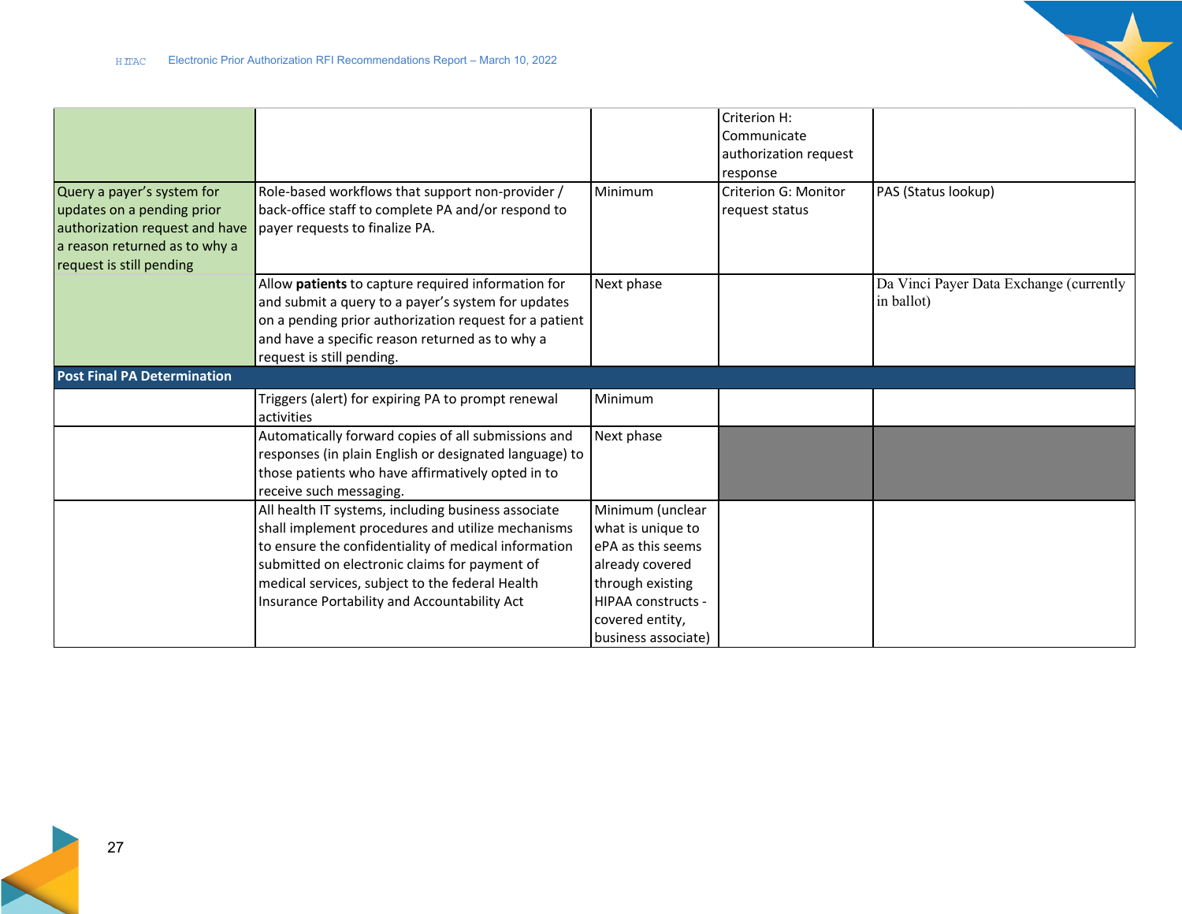| | | | | |
|---|---|---|---|---|
| | | | Criterion H: Communicate authorization request response | |
| Query a payer's system for updates on a pending prior authorization request and have a reason returned as to why a request is still pending | Role-based workflows that support non-provider / back-office staff to complete PA and/or respond to payer requests to finalize PA. | Minimum | Criterion G: Monitor request status | PAS (Status lookup) |
| | Allow **patients** to capture required information for and submit a query to a payer's system for updates on a pending prior authorization request for a patient and have a specific reason returned as to why a request is still pending. | Next phase | | Da Vinci Payer Data Exchange (currently in ballot) |
| **Post Final PA Determination** | | | | |
| | Triggers (alert) for expiring PA to prompt renewal activities | Minimum | | |
| | Automatically forward copies of all submissions and responses (in plain English or designated language) to those patients who have affirmatively opted in to receive such messaging. | Next phase | | |
| | All health IT systems, including business associate shall implement procedures and utilize mechanisms to ensure the confidentiality of medical information submitted on electronic claims for payment of medical services, subject to the federal Health Insurance Portability and Accountability Act | Minimum (unclear what is unique to ePA as this seems already covered through existing HIPAA constructs - covered entity, business associate) | | |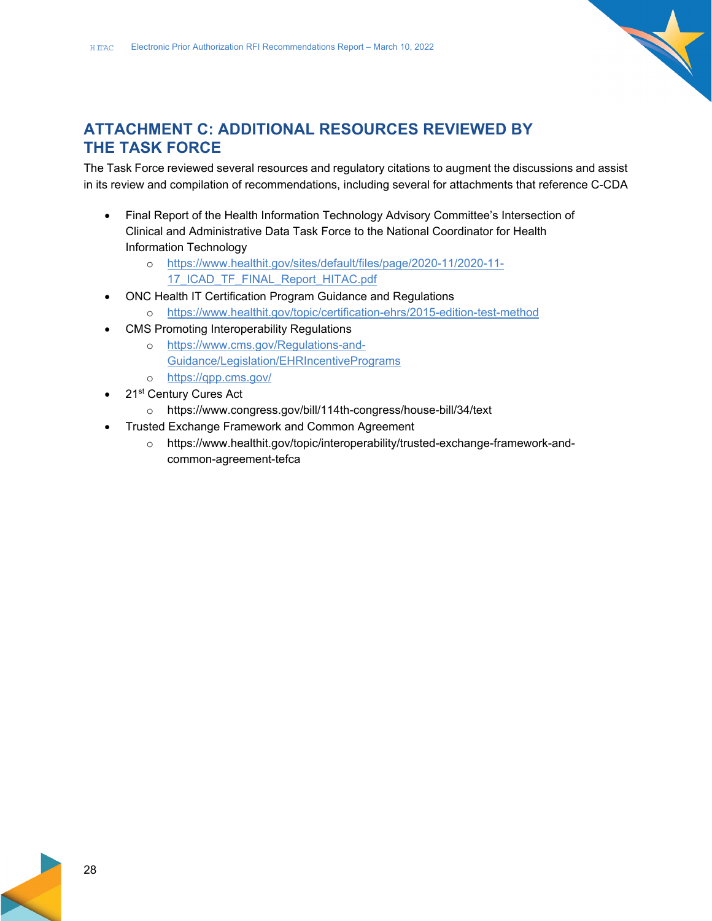# ATTACHMENT C: ADDITIONAL RESOURCES REVIEWED BY THE TASK FORCE

The Task Force reviewed several resources and regulatory citations to augment the discussions and assist in its review and compilation of recommendations, including several for attachments that reference C-CDA

- Final Report of the Health Information Technology Advisory Committee's Intersection of Clinical and Administrative Data Task Force to the National Coordinator for Health Information Technology
    - https://www.healthit.gov/sites/default/files/page/2020-11/2020-11-17_ICAD_TF_FINAL_Report_HITAC.pdf
- ONC Health IT Certification Program Guidance and Regulations
    - https://www.healthit.gov/topic/certification-ehrs/2015-edition-test-method
- CMS Promoting Interoperability Regulations
    - https://www.cms.gov/Regulations-and-Guidance/Legislation/EHRIncentivePrograms
    - https://qpp.cms.gov/
- 21st Century Cures Act
    - https://www.congress.gov/bill/114th-congress/house-bill/34/text
- Trusted Exchange Framework and Common Agreement
    - https://www.healthit.gov/topic/interoperability/trusted-exchange-framework-and-common-agreement-tefca